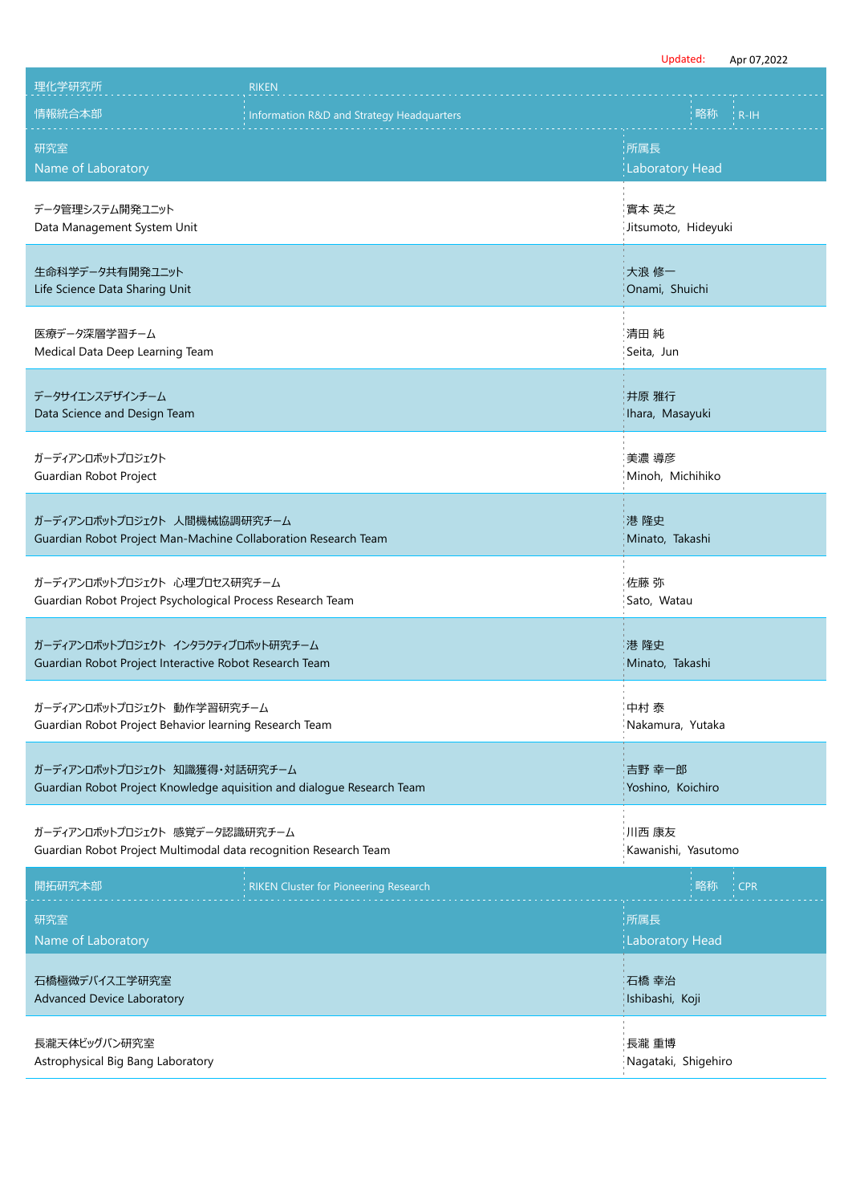Updated: Apr 07,2022

| 理化学研究所 | RIKEN | | |
|---|---|---|---|
| 情報統合本部 | Information R&D and Strategy Headquarters | 略称 | R-IH |

| 研究室<br>Name of Laboratory | 所属長<br>Laboratory Head |
|---|---|
| データ管理システム開発ユニット<br>Data Management System Unit | 實本 英之<br>Jitsumoto, Hideyuki |
| 生命科学データ共有開発ユニット<br>Life Science Data Sharing Unit | 大浪 修一<br>Onami, Shuichi |
| 医療データ深層学習チーム<br>Medical Data Deep Learning Team | 清田 純<br>Seita, Jun |
| データサイエンスデザインチーム<br>Data Science and Design Team | 井原 雅行<br>Ihara, Masayuki |
| ガーディアンロボットプロジェクト<br>Guardian Robot Project | 美濃 導彦<br>Minoh, Michihiko |
| ガーディアンロボットプロジェクト 人間機械協調研究チーム<br>Guardian Robot Project Man-Machine Collaboration Research Team | 港 隆史<br>Minato, Takashi |
| ガーディアンロボットプロジェクト 心理プロセス研究チーム<br>Guardian Robot Project Psychological Process Research Team | 佐藤 弥<br>Sato, Watau |
| ガーディアンロボットプロジェクト インタラクティブロボット研究チーム<br>Guardian Robot Project Interactive Robot Research Team | 港 隆史<br>Minato, Takashi |
| ガーディアンロボットプロジェクト 動作学習研究チーム<br>Guardian Robot Project Behavior learning Research Team | 中村 泰<br>Nakamura, Yutaka |
| ガーディアンロボットプロジェクト 知識獲得・対話研究チーム<br>Guardian Robot Project Knowledge aquisition and dialogue Research Team | 吉野 幸一郎<br>Yoshino, Koichiro |
| ガーディアンロボットプロジェクト 感覚データ認識研究チーム<br>Guardian Robot Project Multimodal data recognition Research Team | 川西 康友<br>Kawanishi, Yasutomo |

| 開拓研究本部 | RIKEN Cluster for Pioneering Research | 略称 | CPR |
|---|---|---|---|

| 研究室<br>Name of Laboratory | 所属長<br>Laboratory Head |
|---|---|
| 石橋極微デバイス工学研究室<br>Advanced Device Laboratory | 石橋 幸治<br>Ishibashi, Koji |
| 長瀧天体ビッグバン研究室<br>Astrophysical Big Bang Laboratory | 長瀧 重博<br>Nagataki, Shigehiro |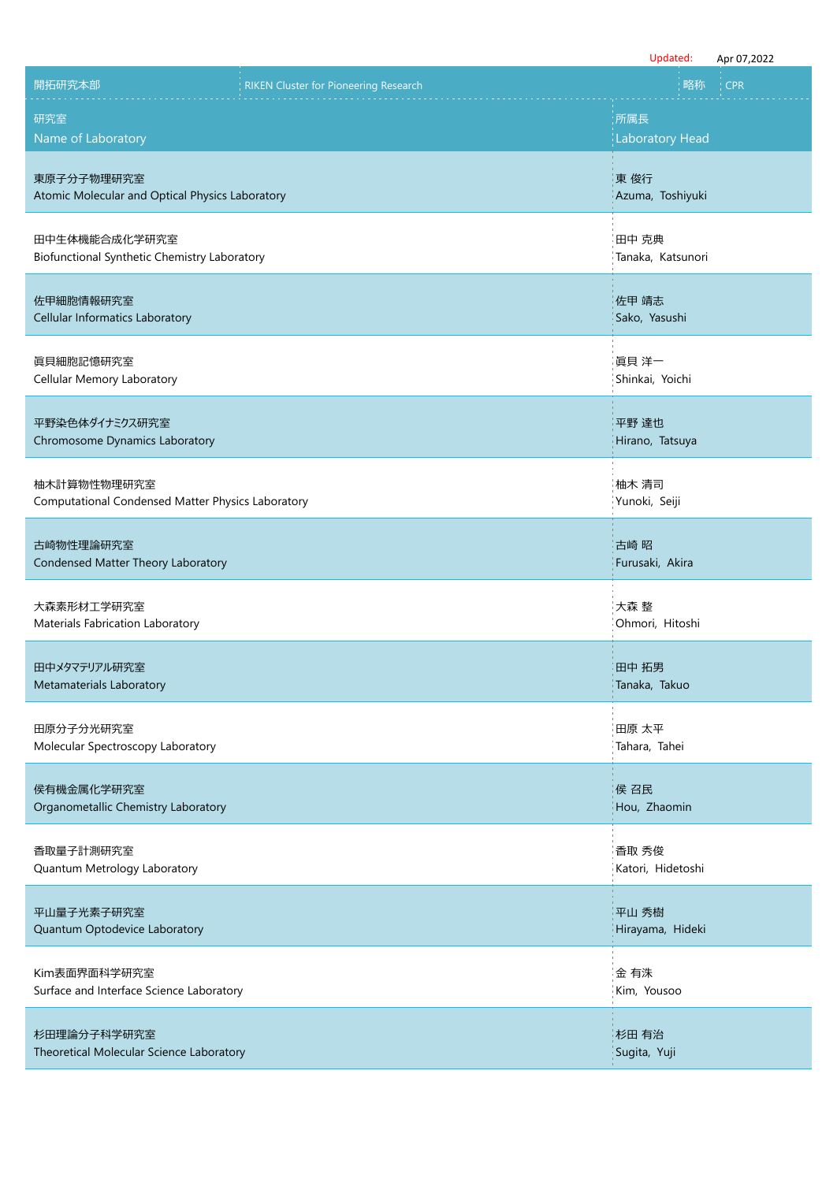Updated: Apr 07,2022

| 開拓研究本部 | RIKEN Cluster for Pioneering Research | 略称 | CPR |
|---|---|---|---|
| 研究室<br>Name of Laboratory | | 所属長<br>Laboratory Head | |
| 東原子分子物理研究室<br>Atomic Molecular and Optical Physics Laboratory | | 東 俊行<br>Azuma, Toshiyuki | |
| 田中生体機能合成化学研究室<br>Biofunctional Synthetic Chemistry Laboratory | | 田中 克典<br>Tanaka, Katsunori | |
| 佐甲細胞情報研究室<br>Cellular Informatics Laboratory | | 佐甲 靖志<br>Sako, Yasushi | |
| 眞貝細胞記憶研究室<br>Cellular Memory Laboratory | | 眞貝 洋一<br>Shinkai, Yoichi | |
| 平野染色体ダイナミクス研究室<br>Chromosome Dynamics Laboratory | | 平野 達也<br>Hirano, Tatsuya | |
| 柚木計算物性物理研究室<br>Computational Condensed Matter Physics Laboratory | | 柚木 清司<br>Yunoki, Seiji | |
| 古崎物性理論研究室<br>Condensed Matter Theory Laboratory | | 古崎 昭<br>Furusaki, Akira | |
| 大森素形材工学研究室<br>Materials Fabrication Laboratory | | 大森 整<br>Ohmori, Hitoshi | |
| 田中メタマテリアル研究室<br>Metamaterials Laboratory | | 田中 拓男<br>Tanaka, Takuo | |
| 田原分子分光研究室<br>Molecular Spectroscopy Laboratory | | 田原 太平<br>Tahara, Tahei | |
| 侯有機金属化学研究室<br>Organometallic Chemistry Laboratory | | 侯 召民<br>Hou, Zhaomin | |
| 香取量子計測研究室<br>Quantum Metrology Laboratory | | 香取 秀俊<br>Katori, Hidetoshi | |
| 平山量子光素子研究室<br>Quantum Optodevice Laboratory | | 平山 秀樹<br>Hirayama, Hideki | |
| Kim表面界面科学研究室<br>Surface and Interface Science Laboratory | | 金 有洙<br>Kim, Yousoo | |
| 杉田理論分子科学研究室<br>Theoretical Molecular Science Laboratory | | 杉田 有治<br>Sugita, Yuji | |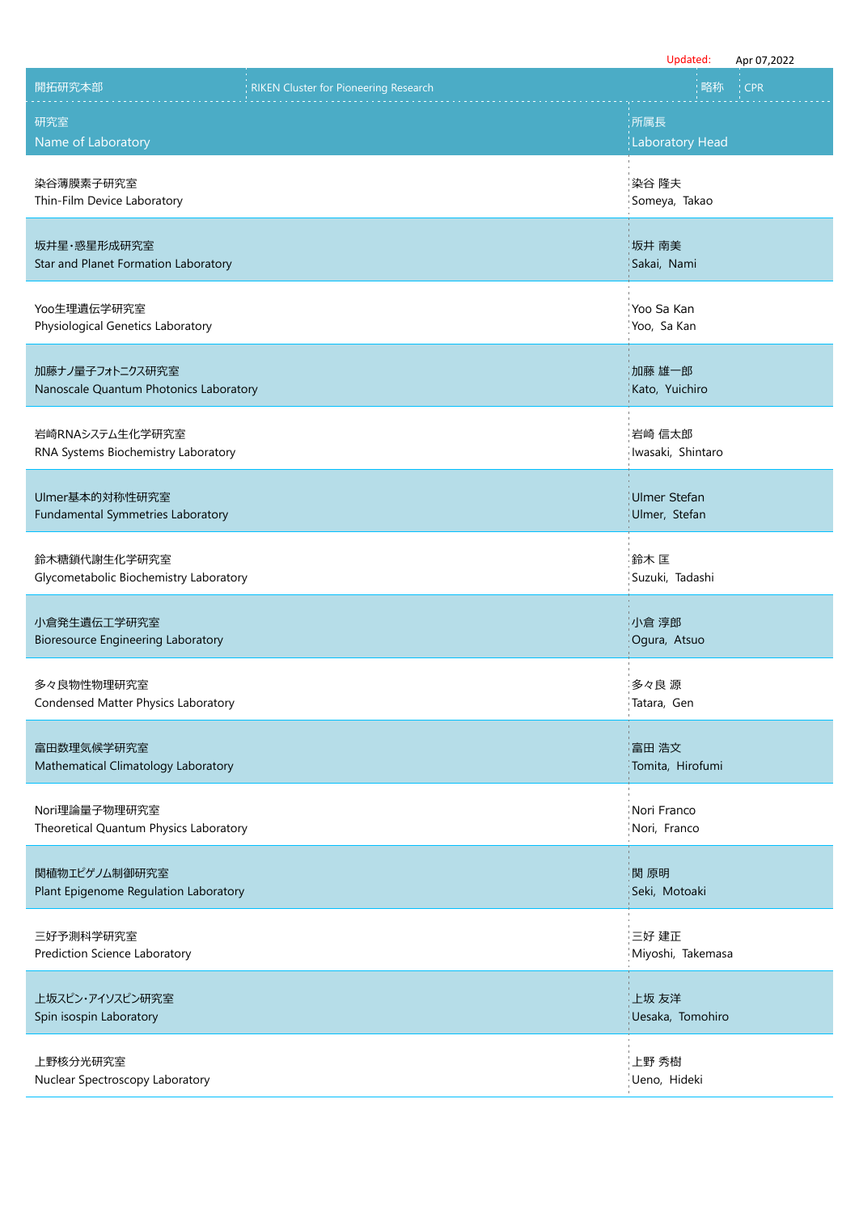Updated: Apr 07,2022

| 開拓研究本部 | RIKEN Cluster for Pioneering Research | 略称 | CPR |
|---|---|---|---|

| 研究室<br>Name of Laboratory | 所属長<br>Laboratory Head |
|---|---|
| 染谷薄膜素子研究室<br>Thin-Film Device Laboratory | 染谷 隆夫<br>Someya, Takao |
| 坂井星・惑星形成研究室<br>Star and Planet Formation Laboratory | 坂井 南美<br>Sakai, Nami |
| Yoo生理遺伝学研究室<br>Physiological Genetics Laboratory | Yoo Sa Kan<br>Yoo, Sa Kan |
| 加藤ナノ量子フォトニクス研究室<br>Nanoscale Quantum Photonics Laboratory | 加藤 雄一郎<br>Kato, Yuichiro |
| 岩崎RNAシステム生化学研究室<br>RNA Systems Biochemistry Laboratory | 岩崎 信太郎<br>Iwasaki, Shintaro |
| Ulmer基本的対称性研究室<br>Fundamental Symmetries Laboratory | Ulmer Stefan<br>Ulmer, Stefan |
| 鈴木糖鎖代謝生化学研究室<br>Glycometabolic Biochemistry Laboratory | 鈴木 匡<br>Suzuki, Tadashi |
| 小倉発生遺伝工学研究室<br>Bioresource Engineering Laboratory | 小倉 淳郎<br>Ogura, Atsuo |
| 多々良物性物理研究室<br>Condensed Matter Physics Laboratory | 多々良 源<br>Tatara, Gen |
| 富田数理気候学研究室<br>Mathematical Climatology Laboratory | 富田 浩文<br>Tomita, Hirofumi |
| Nori理論量子物理研究室<br>Theoretical Quantum Physics Laboratory | Nori Franco<br>Nori, Franco |
| 関植物エピゲノム制御研究室<br>Plant Epigenome Regulation Laboratory | 関 原明<br>Seki, Motoaki |
| 三好予測科学研究室<br>Prediction Science Laboratory | 三好 建正<br>Miyoshi, Takemasa |
| 上坂スピン・アイソスピン研究室<br>Spin isospin Laboratory | 上坂 友洋<br>Uesaka, Tomohiro |
| 上野核分光研究室<br>Nuclear Spectroscopy Laboratory | 上野 秀樹<br>Ueno, Hideki |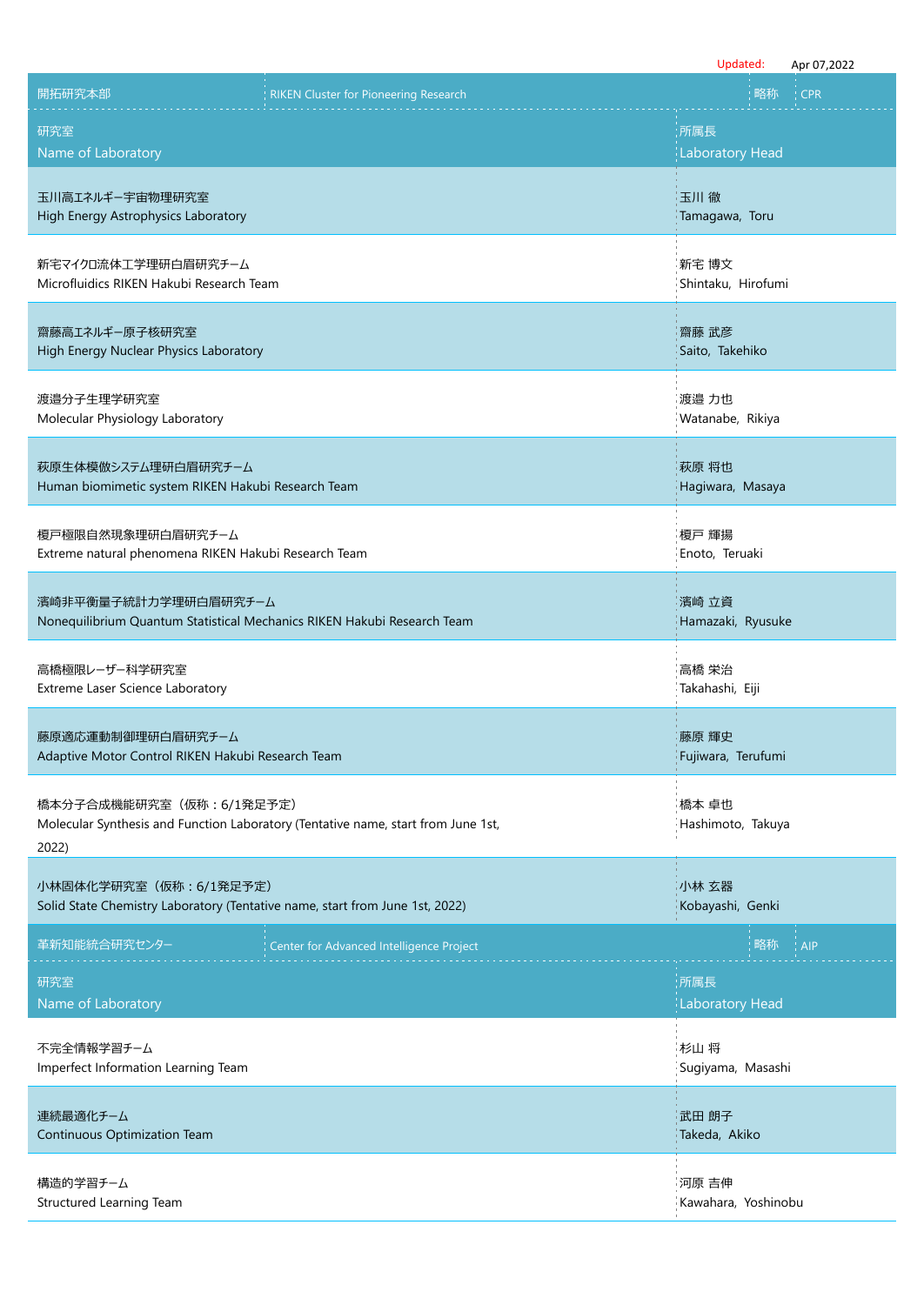Updated: Apr 07,2022

## 開拓研究本部 | RIKEN Cluster for Pioneering Research | 略称 CPR

| 研究室<br>Name of Laboratory | 所属長<br>Laboratory Head |
|---|---|
| 玉川高エネルギー宇宙物理研究室<br>High Energy Astrophysics Laboratory | 玉川 徹<br>Tamagawa, Toru |
| 新宅マイクロ流体工学理研白眉研究チーム<br>Microfluidics RIKEN Hakubi Research Team | 新宅 博文<br>Shintaku, Hirofumi |
| 齋藤高エネルギー原子核研究室<br>High Energy Nuclear Physics Laboratory | 齋藤 武彦<br>Saito, Takehiko |
| 渡邉分子生理学研究室<br>Molecular Physiology Laboratory | 渡邉 力也<br>Watanabe, Rikiya |
| 萩原生体模倣システム理研白眉研究チーム<br>Human biomimetic system RIKEN Hakubi Research Team | 萩原 将也<br>Hagiwara, Masaya |
| 榎戸極限自然現象理研白眉研究チーム<br>Extreme natural phenomena RIKEN Hakubi Research Team | 榎戸 輝揚<br>Enoto, Teruaki |
| 濱崎非平衡量子統計力学理研白眉研究チーム<br>Nonequilibrium Quantum Statistical Mechanics RIKEN Hakubi Research Team | 濱崎 立資<br>Hamazaki, Ryusuke |
| 高橋極限レーザー科学研究室<br>Extreme Laser Science Laboratory | 高橋 栄治<br>Takahashi, Eiji |
| 藤原適応運動制御理研白眉研究チーム<br>Adaptive Motor Control RIKEN Hakubi Research Team | 藤原 輝史<br>Fujiwara, Terufumi |
| 橋本分子合成機能研究室（仮称：6/1発足予定）<br>Molecular Synthesis and Function Laboratory (Tentative name, start from June 1st, 2022) | 橋本 卓也<br>Hashimoto, Takuya |
| 小林固体化学研究室（仮称：6/1発足予定）<br>Solid State Chemistry Laboratory (Tentative name, start from June 1st, 2022) | 小林 玄器<br>Kobayashi, Genki |

## 革新知能統合研究センター | Center for Advanced Intelligence Project | 略称 AIP

| 研究室<br>Name of Laboratory | 所属長<br>Laboratory Head |
|---|---|
| 不完全情報学習チーム<br>Imperfect Information Learning Team | 杉山 将<br>Sugiyama, Masashi |
| 連続最適化チーム<br>Continuous Optimization Team | 武田 朗子<br>Takeda, Akiko |
| 構造的学習チーム<br>Structured Learning Team | 河原 吉伸<br>Kawahara, Yoshinobu |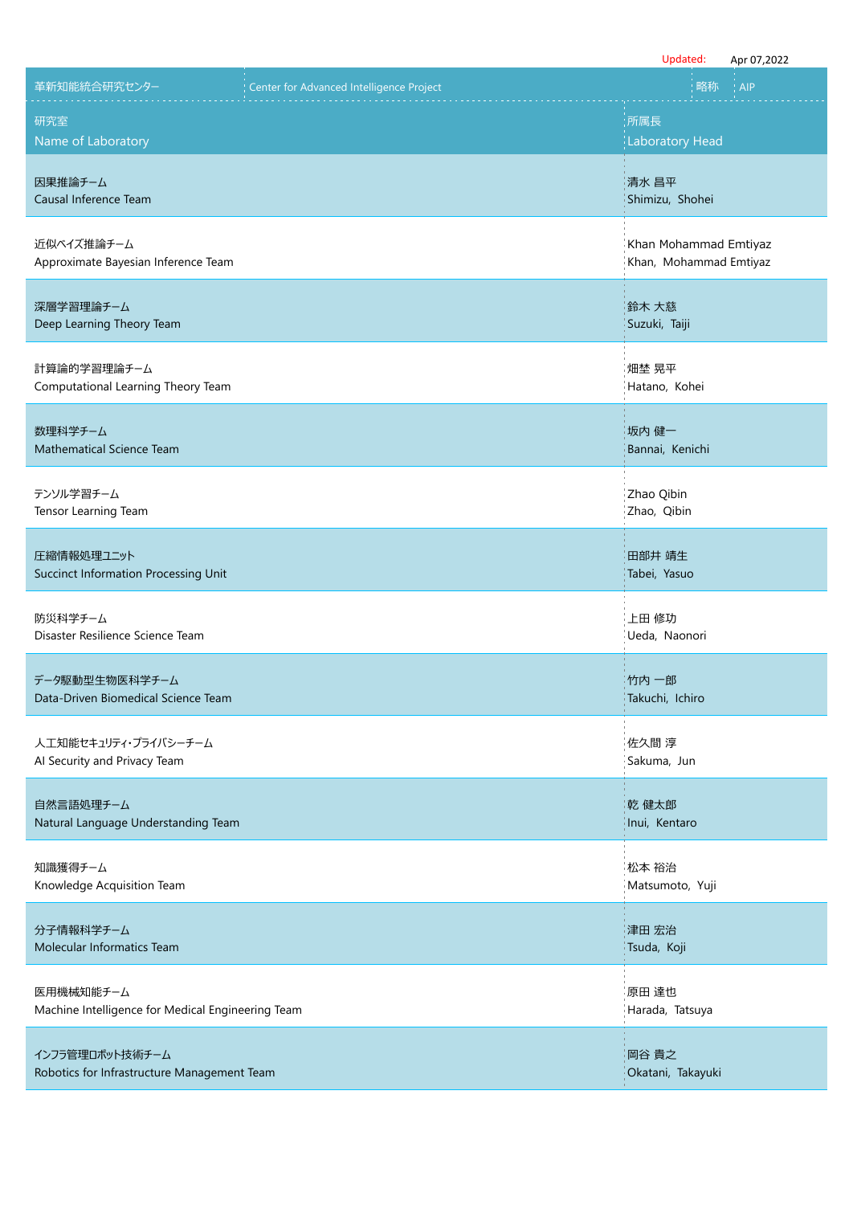Updated: Apr 07,2022

| 革新知能統合研究センター | Center for Advanced Intelligence Project | 略称 | AIP |
|---|---|---|---|
| 研究室<br>Name of Laboratory | | 所属長<br>Laboratory Head | |
| 因果推論チーム<br>Causal Inference Team | | 清水 昌平<br>Shimizu, Shohei | |
| 近似ベイズ推論チーム<br>Approximate Bayesian Inference Team | | Khan Mohammad Emtiyaz<br>Khan, Mohammad Emtiyaz | |
| 深層学習理論チーム<br>Deep Learning Theory Team | | 鈴木 大慈<br>Suzuki, Taiji | |
| 計算論的学習理論チーム<br>Computational Learning Theory Team | | 畑埜 晃平<br>Hatano, Kohei | |
| 数理科学チーム<br>Mathematical Science Team | | 坂内 健一<br>Bannai, Kenichi | |
| テンソル学習チーム<br>Tensor Learning Team | | Zhao Qibin<br>Zhao, Qibin | |
| 圧縮情報処理ユニット<br>Succinct Information Processing Unit | | 田部井 靖生<br>Tabei, Yasuo | |
| 防災科学チーム<br>Disaster Resilience Science Team | | 上田 修功<br>Ueda, Naonori | |
| データ駆動型生物医科学チーム<br>Data-Driven Biomedical Science Team | | 竹内 一郎<br>Takuchi, Ichiro | |
| 人工知能セキュリティ・プライバシーチーム<br>AI Security and Privacy Team | | 佐久間 淳<br>Sakuma, Jun | |
| 自然言語処理チーム<br>Natural Language Understanding Team | | 乾 健太郎<br>Inui, Kentaro | |
| 知識獲得チーム<br>Knowledge Acquisition Team | | 松本 裕治<br>Matsumoto, Yuji | |
| 分子情報科学チーム<br>Molecular Informatics Team | | 津田 宏治<br>Tsuda, Koji | |
| 医用機械知能チーム<br>Machine Intelligence for Medical Engineering Team | | 原田 達也<br>Harada, Tatsuya | |
| インフラ管理ロボット技術チーム<br>Robotics for Infrastructure Management Team | | 岡谷 貴之<br>Okatani, Takayuki | |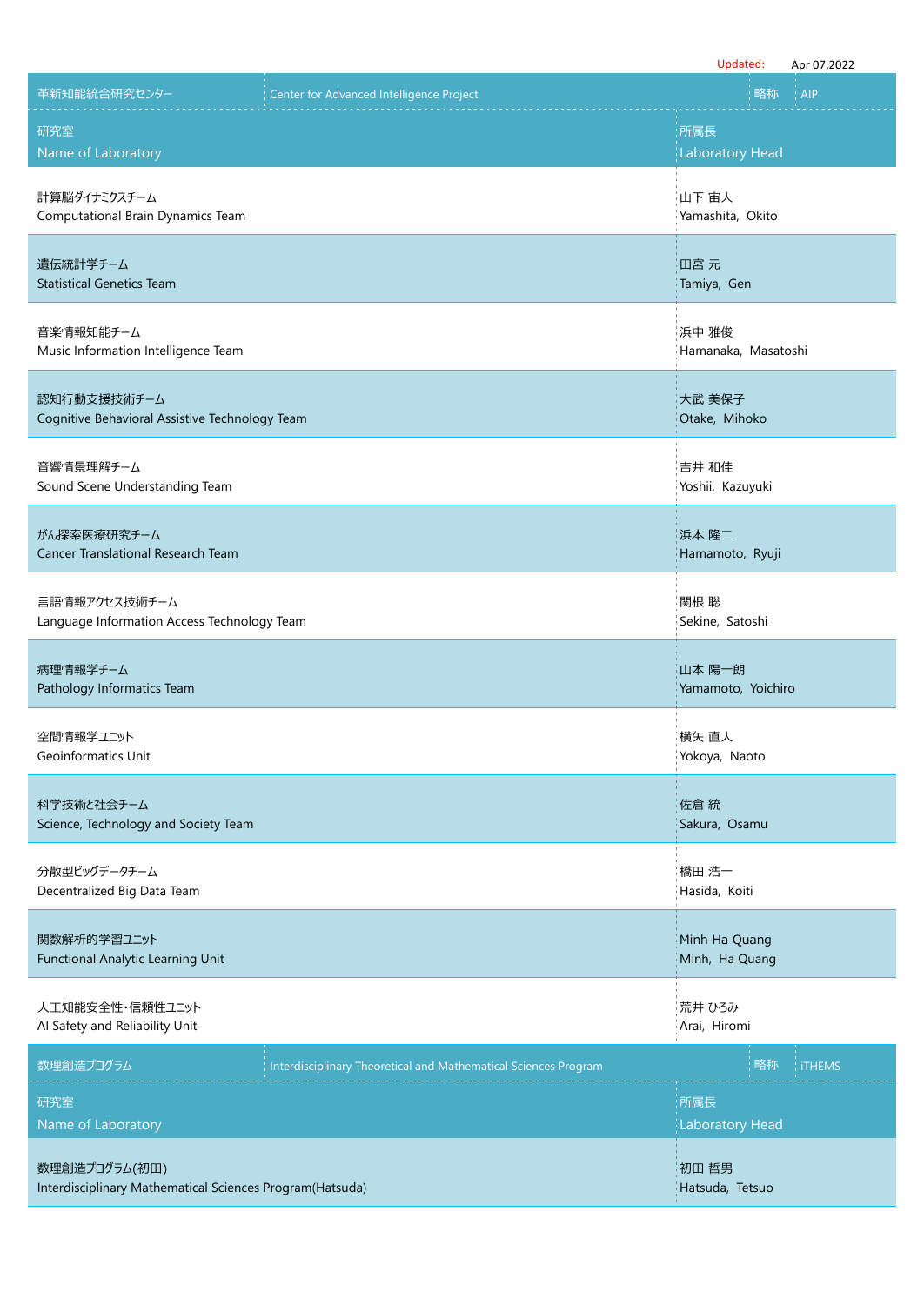Updated: Apr 07,2022

| 革新知能統合研究センター | Center for Advanced Intelligence Project | 略称 | AIP |
|---|---|---|---|

| 研究室<br>Name of Laboratory | 所属長<br>Laboratory Head |
|---|---|
| 計算脳ダイナミクスチーム<br>Computational Brain Dynamics Team | 山下 宙人<br>Yamashita, Okito |
| 遺伝統計学チーム<br>Statistical Genetics Team | 田宮 元<br>Tamiya, Gen |
| 音楽情報知能チーム<br>Music Information Intelligence Team | 浜中 雅俊<br>Hamanaka, Masatoshi |
| 認知行動支援技術チーム<br>Cognitive Behavioral Assistive Technology Team | 大武 美保子<br>Otake, Mihoko |
| 音響情景理解チーム<br>Sound Scene Understanding Team | 吉井 和佳<br>Yoshii, Kazuyuki |
| がん探索医療研究チーム<br>Cancer Translational Research Team | 浜本 隆二<br>Hamamoto, Ryuji |
| 言語情報アクセス技術チーム<br>Language Information Access Technology Team | 関根 聡<br>Sekine, Satoshi |
| 病理情報学チーム<br>Pathology Informatics Team | 山本 陽一朗<br>Yamamoto, Yoichiro |
| 空間情報学ユニット<br>Geoinformatics Unit | 横矢 直人<br>Yokoya, Naoto |
| 科学技術と社会チーム<br>Science, Technology and Society Team | 佐倉 統<br>Sakura, Osamu |
| 分散型ビッグデータチーム<br>Decentralized Big Data Team | 橋田 浩一<br>Hasida, Koiti |
| 関数解析的学習ユニット<br>Functional Analytic Learning Unit | Minh Ha Quang<br>Minh, Ha Quang |
| 人工知能安全性・信頼性ユニット<br>AI Safety and Reliability Unit | 荒井 ひろみ<br>Arai, Hiromi |

| 数理創造プログラム | Interdisciplinary Theoretical and Mathematical Sciences Program | 略称 | iTHEMS |
|---|---|---|---|

| 研究室<br>Name of Laboratory | 所属長<br>Laboratory Head |
|---|---|
| 数理創造プログラム(初田)<br>Interdisciplinary Mathematical Sciences Program(Hatsuda) | 初田 哲男<br>Hatsuda, Tetsuo |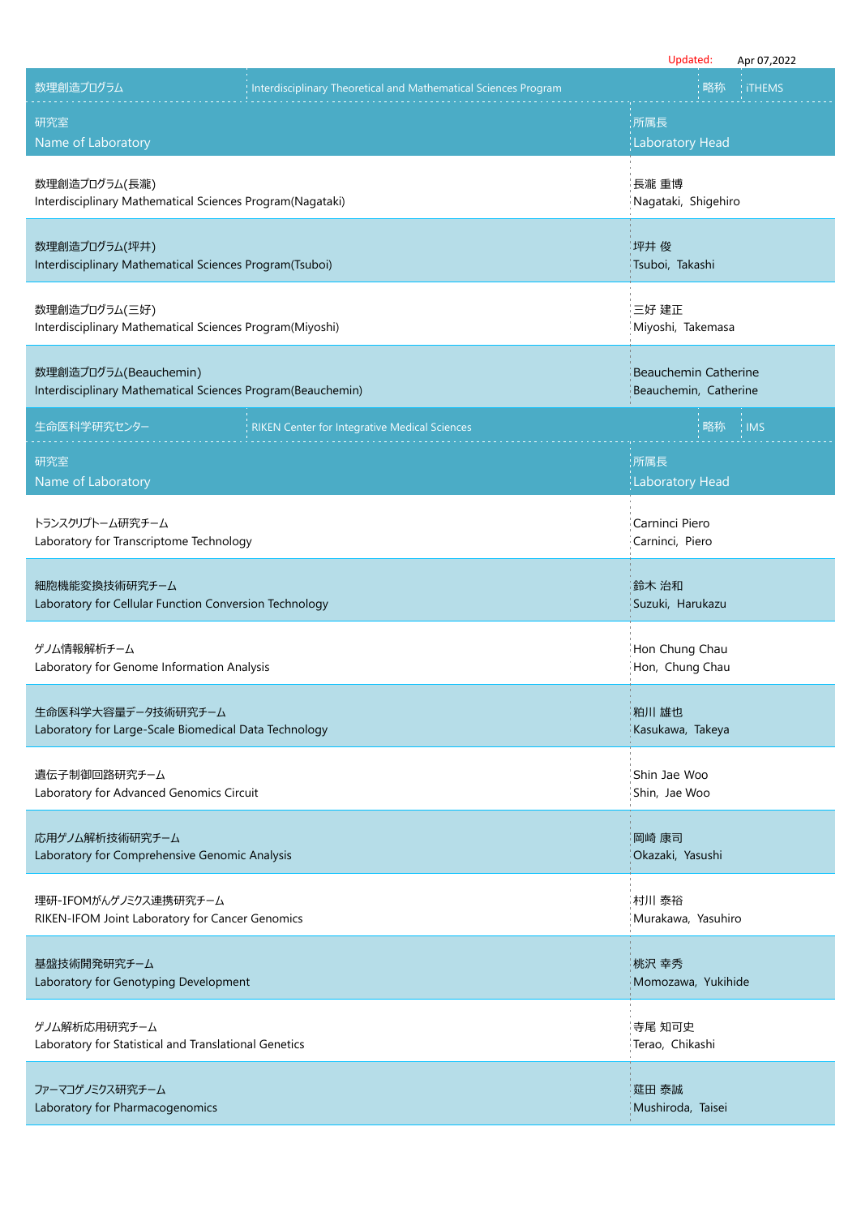Updated: Apr 07,2022

| 数理創造プログラム | Interdisciplinary Theoretical and Mathematical Sciences Program | 略称 | iTHEMS |
|---|---|---|---|
| 研究室<br>Name of Laboratory | | 所属長<br>Laboratory Head | |
| 数理創造プログラム(長瀧)<br>Interdisciplinary Mathematical Sciences Program(Nagataki) | | 長瀧 重博<br>Nagataki, Shigehiro | |
| 数理創造プログラム(坪井)<br>Interdisciplinary Mathematical Sciences Program(Tsuboi) | | 坪井 俊<br>Tsuboi, Takashi | |
| 数理創造プログラム(三好)<br>Interdisciplinary Mathematical Sciences Program(Miyoshi) | | 三好 建正<br>Miyoshi, Takemasa | |
| 数理創造プログラム(Beauchemin)<br>Interdisciplinary Mathematical Sciences Program(Beauchemin) | | Beauchemin Catherine<br>Beauchemin, Catherine | |

| 生命医科学研究センター | RIKEN Center for Integrative Medical Sciences | 略称 | IMS |
|---|---|---|---|
| 研究室<br>Name of Laboratory | | 所属長<br>Laboratory Head | |
| トランスクリプトーム研究チーム<br>Laboratory for Transcriptome Technology | | Carninci Piero<br>Carninci, Piero | |
| 細胞機能変換技術研究チーム<br>Laboratory for Cellular Function Conversion Technology | | 鈴木 治和<br>Suzuki, Harukazu | |
| ゲノム情報解析チーム<br>Laboratory for Genome Information Analysis | | Hon Chung Chau<br>Hon, Chung Chau | |
| 生命医科学大容量データ技術研究チーム<br>Laboratory for Large-Scale Biomedical Data Technology | | 粕川 雄也<br>Kasukawa, Takeya | |
| 遺伝子制御回路研究チーム<br>Laboratory for Advanced Genomics Circuit | | Shin Jae Woo<br>Shin, Jae Woo | |
| 応用ゲノム解析技術研究チーム<br>Laboratory for Comprehensive Genomic Analysis | | 岡崎 康司<br>Okazaki, Yasushi | |
| 理研-IFOMがんゲノミクス連携研究チーム<br>RIKEN-IFOM Joint Laboratory for Cancer Genomics | | 村川 泰裕<br>Murakawa, Yasuhiro | |
| 基盤技術開発研究チーム<br>Laboratory for Genotyping Development | | 桃沢 幸秀<br>Momozawa, Yukihide | |
| ゲノム解析応用研究チーム<br>Laboratory for Statistical and Translational Genetics | | 寺尾 知可史<br>Terao, Chikashi | |
| ファーマコゲノミクス研究チーム<br>Laboratory for Pharmacogenomics | | 莚田 泰誠<br>Mushiroda, Taisei | |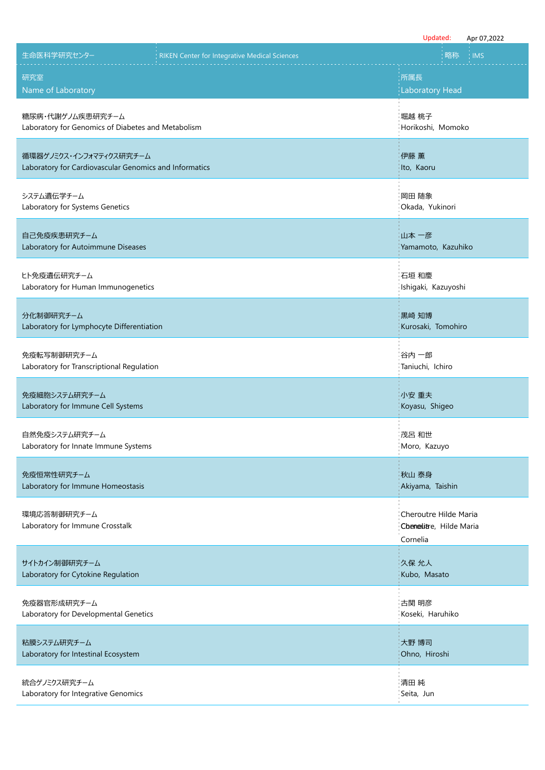Updated: Apr 07,2022

| 生命医科学研究センター | RIKEN Center for Integrative Medical Sciences | 略称 | IMS |
|---|---|---|---|
| 研究室<br>Name of Laboratory | | 所属長<br>Laboratory Head | |
| 糖尿病・代謝ゲノム疾患研究チーム<br>Laboratory for Genomics of Diabetes and Metabolism | | 堀越 桃子<br>Horikoshi, Momoko | |
| 循環器ゲノミクス・インフォマティクス研究チーム<br>Laboratory for Cardiovascular Genomics and Informatics | | 伊藤 薫<br>Ito, Kaoru | |
| システム遺伝学チーム<br>Laboratory for Systems Genetics | | 岡田 随象<br>Okada, Yukinori | |
| 自己免疫疾患研究チーム<br>Laboratory for Autoimmune Diseases | | 山本 一彦<br>Yamamoto, Kazuhiko | |
| ヒト免疫遺伝研究チーム<br>Laboratory for Human Immunogenetics | | 石垣 和慶<br>Ishigaki, Kazuyoshi | |
| 分化制御研究チーム<br>Laboratory for Lymphocyte Differentiation | | 黒崎 知博<br>Kurosaki, Tomohiro | |
| 免疫転写制御研究チーム<br>Laboratory for Transcriptional Regulation | | 谷内 一郎<br>Taniuchi, Ichiro | |
| 免疫細胞システム研究チーム<br>Laboratory for Immune Cell Systems | | 小安 重夫<br>Koyasu, Shigeo | |
| 自然免疫システム研究チーム<br>Laboratory for Innate Immune Systems | | 茂呂 和世<br>Moro, Kazuyo | |
| 免疫恒常性研究チーム<br>Laboratory for Immune Homeostasis | | 秋山 泰身<br>Akiyama, Taishin | |
| 環境応答制御研究チーム<br>Laboratory for Immune Crosstalk | | Cheroutre Hilde Maria Cornelia<br>Cheroutre, Hilde Maria Cornelia | |
| サイトカイン制御研究チーム<br>Laboratory for Cytokine Regulation | | 久保 允人<br>Kubo, Masato | |
| 免疫器官形成研究チーム<br>Laboratory for Developmental Genetics | | 古関 明彦<br>Koseki, Haruhiko | |
| 粘膜システム研究チーム<br>Laboratory for Intestinal Ecosystem | | 大野 博司<br>Ohno, Hiroshi | |
| 統合ゲノミクス研究チーム<br>Laboratory for Integrative Genomics | | 清田 純<br>Seita, Jun | |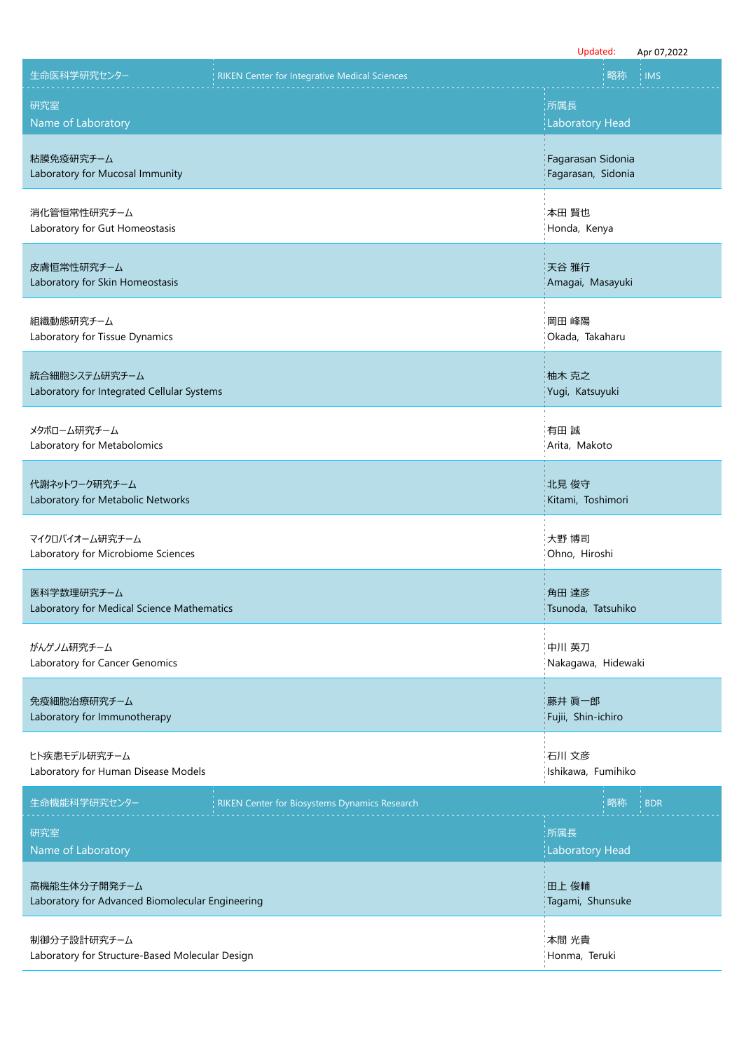Updated: Apr 07,2022

| 生命医科学研究センター | RIKEN Center for Integrative Medical Sciences | 略称 | IMS |
|---|---|---|---|
| 研究室<br>Name of Laboratory | | 所属長<br>Laboratory Head | |
| 粘膜免疫研究チーム<br>Laboratory for Mucosal Immunity | | Fagarasan Sidonia<br>Fagarasan, Sidonia | |
| 消化管恒常性研究チーム<br>Laboratory for Gut Homeostasis | | 本田 賢也<br>Honda, Kenya | |
| 皮膚恒常性研究チーム<br>Laboratory for Skin Homeostasis | | 天谷 雅行<br>Amagai, Masayuki | |
| 組織動態研究チーム<br>Laboratory for Tissue Dynamics | | 岡田 峰陽<br>Okada, Takaharu | |
| 統合細胞システム研究チーム<br>Laboratory for Integrated Cellular Systems | | 柚木 克之<br>Yugi, Katsuyuki | |
| メタボローム研究チーム<br>Laboratory for Metabolomics | | 有田 誠<br>Arita, Makoto | |
| 代謝ネットワーク研究チーム<br>Laboratory for Metabolic Networks | | 北見 俊守<br>Kitami, Toshimori | |
| マイクロバイオーム研究チーム<br>Laboratory for Microbiome Sciences | | 大野 博司<br>Ohno, Hiroshi | |
| 医科学数理研究チーム<br>Laboratory for Medical Science Mathematics | | 角田 達彦<br>Tsunoda, Tatsuhiko | |
| がんゲノム研究チーム<br>Laboratory for Cancer Genomics | | 中川 英刀<br>Nakagawa, Hidewaki | |
| 免疫細胞治療研究チーム<br>Laboratory for Immunotherapy | | 藤井 眞一郎<br>Fujii, Shin-ichiro | |
| ヒト疾患モデル研究チーム<br>Laboratory for Human Disease Models | | 石川 文彦<br>Ishikawa, Fumihiko | |

| 生命機能科学研究センター | RIKEN Center for Biosystems Dynamics Research | 略称 | BDR |
|---|---|---|---|
| 研究室<br>Name of Laboratory | | 所属長<br>Laboratory Head | |
| 高機能生体分子開発チーム<br>Laboratory for Advanced Biomolecular Engineering | | 田上 俊輔<br>Tagami, Shunsuke | |
| 制御分子設計研究チーム<br>Laboratory for Structure-Based Molecular Design | | 本間 光貴<br>Honma, Teruki | |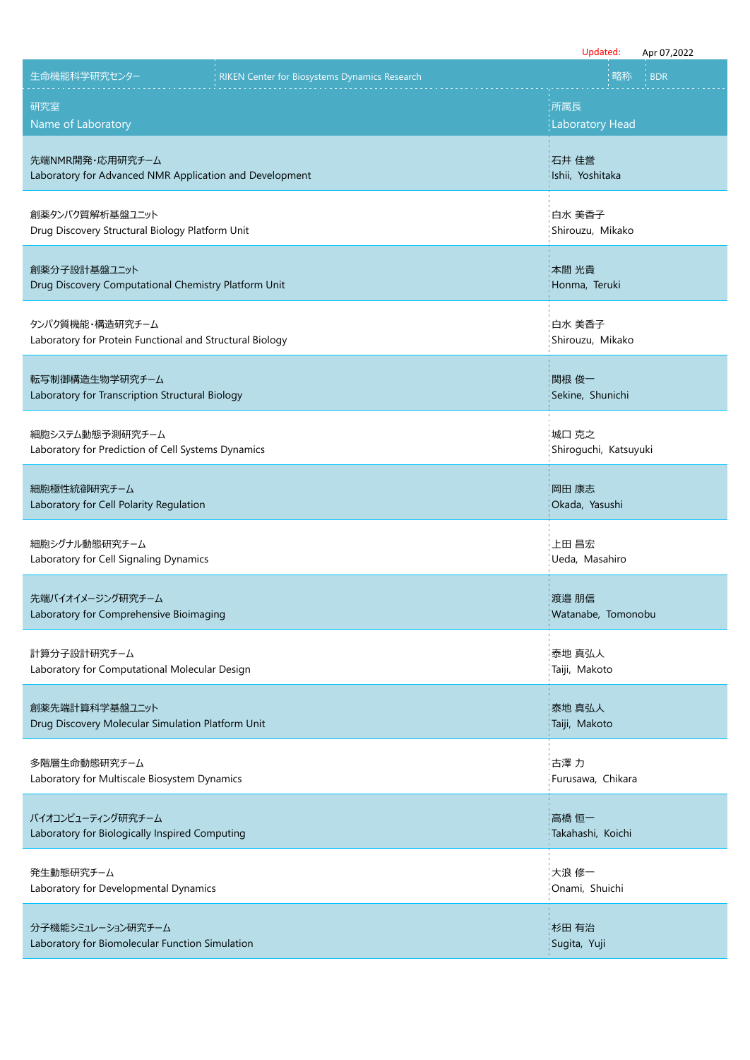Updated: Apr 07,2022

| 生命機能科学研究センター | RIKEN Center for Biosystems Dynamics Research | 略称 | BDR |
|---|---|---|---|
| 研究室<br>Name of Laboratory | | 所属長<br>Laboratory Head | |
| 先端NMR開発・応用研究チーム<br>Laboratory for Advanced NMR Application and Development | | 石井 佳誉<br>Ishii, Yoshitaka | |
| 創薬タンパク質解析基盤ユニット<br>Drug Discovery Structural Biology Platform Unit | | 白水 美香子<br>Shirouzu, Mikako | |
| 創薬分子設計基盤ユニット<br>Drug Discovery Computational Chemistry Platform Unit | | 本間 光貴<br>Honma, Teruki | |
| タンパク質機能・構造研究チーム<br>Laboratory for Protein Functional and Structural Biology | | 白水 美香子<br>Shirouzu, Mikako | |
| 転写制御構造生物学研究チーム<br>Laboratory for Transcription Structural Biology | | 関根 俊一<br>Sekine, Shunichi | |
| 細胞システム動態予測研究チーム<br>Laboratory for Prediction of Cell Systems Dynamics | | 城口 克之<br>Shiroguchi, Katsuyuki | |
| 細胞極性統御研究チーム<br>Laboratory for Cell Polarity Regulation | | 岡田 康志<br>Okada, Yasushi | |
| 細胞シグナル動態研究チーム<br>Laboratory for Cell Signaling Dynamics | | 上田 昌宏<br>Ueda, Masahiro | |
| 先端バイオイメージング研究チーム<br>Laboratory for Comprehensive Bioimaging | | 渡邉 朋信<br>Watanabe, Tomonobu | |
| 計算分子設計研究チーム<br>Laboratory for Computational Molecular Design | | 泰地 真弘人<br>Taiji, Makoto | |
| 創薬先端計算科学基盤ユニット<br>Drug Discovery Molecular Simulation Platform Unit | | 泰地 真弘人<br>Taiji, Makoto | |
| 多階層生命動態研究チーム<br>Laboratory for Multiscale Biosystem Dynamics | | 古澤 力<br>Furusawa, Chikara | |
| バイオコンピューティング研究チーム<br>Laboratory for Biologically Inspired Computing | | 高橋 恒一<br>Takahashi, Koichi | |
| 発生動態研究チーム<br>Laboratory for Developmental Dynamics | | 大浪 修一<br>Onami, Shuichi | |
| 分子機能シミュレーション研究チーム<br>Laboratory for Biomolecular Function Simulation | | 杉田 有治<br>Sugita, Yuji | |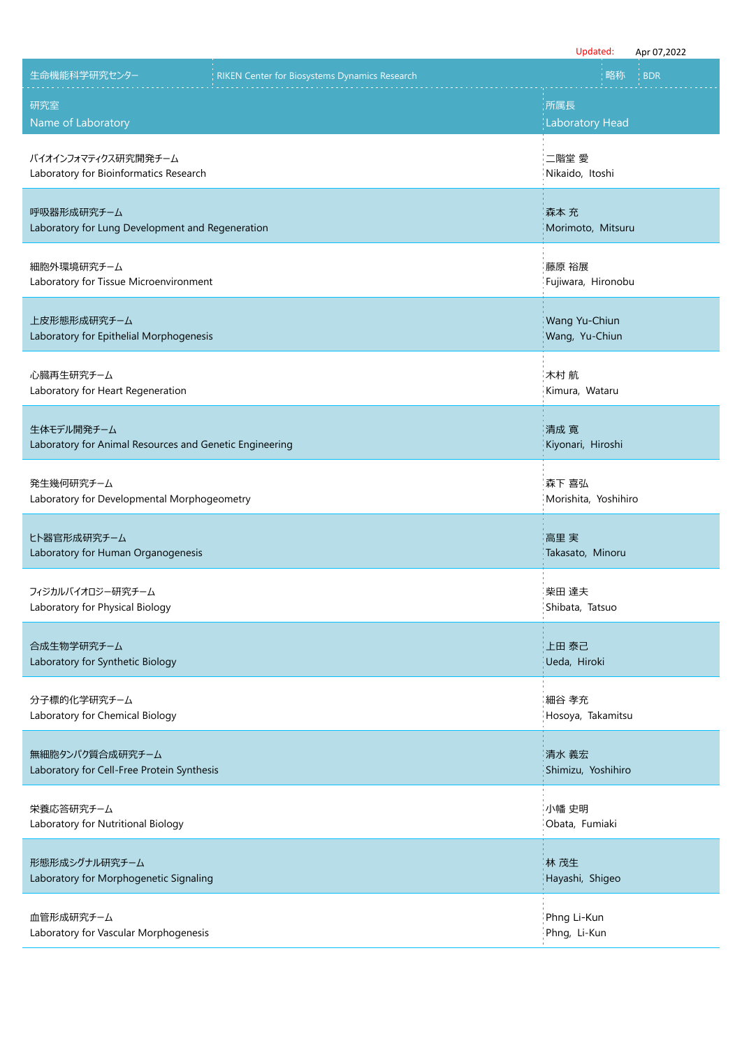Updated: Apr 07,2022

| 生命機能科学研究センター | RIKEN Center for Biosystems Dynamics Research | 略称 | BDR |
|---|---|---|---|

| 研究室<br>Name of Laboratory | 所属長<br>Laboratory Head |
|---|---|
| バイオインフォマティクス研究開発チーム<br>Laboratory for Bioinformatics Research | 二階堂 愛<br>Nikaido, Itoshi |
| 呼吸器形成研究チーム<br>Laboratory for Lung Development and Regeneration | 森本 充<br>Morimoto, Mitsuru |
| 細胞外環境研究チーム<br>Laboratory for Tissue Microenvironment | 藤原 裕展<br>Fujiwara, Hironobu |
| 上皮形態形成研究チーム<br>Laboratory for Epithelial Morphogenesis | Wang Yu-Chiun<br>Wang, Yu-Chiun |
| 心臓再生研究チーム<br>Laboratory for Heart Regeneration | 木村 航<br>Kimura, Wataru |
| 生体モデル開発チーム<br>Laboratory for Animal Resources and Genetic Engineering | 清成 寛<br>Kiyonari, Hiroshi |
| 発生幾何研究チーム<br>Laboratory for Developmental Morphogeometry | 森下 喜弘<br>Morishita, Yoshihiro |
| ヒト器官形成研究チーム<br>Laboratory for Human Organogenesis | 高里 実<br>Takasato, Minoru |
| フィジカルバイオロジー研究チーム<br>Laboratory for Physical Biology | 柴田 達夫<br>Shibata, Tatsuo |
| 合成生物学研究チーム<br>Laboratory for Synthetic Biology | 上田 泰己<br>Ueda, Hiroki |
| 分子標的化学研究チーム<br>Laboratory for Chemical Biology | 細谷 孝充<br>Hosoya, Takamitsu |
| 無細胞タンパク質合成研究チーム<br>Laboratory for Cell-Free Protein Synthesis | 清水 義宏<br>Shimizu, Yoshihiro |
| 栄養応答研究チーム<br>Laboratory for Nutritional Biology | 小幡 史明<br>Obata, Fumiaki |
| 形態形成シグナル研究チーム<br>Laboratory for Morphogenetic Signaling | 林 茂生<br>Hayashi, Shigeo |
| 血管形成研究チーム<br>Laboratory for Vascular Morphogenesis | Phng Li-Kun<br>Phng, Li-Kun |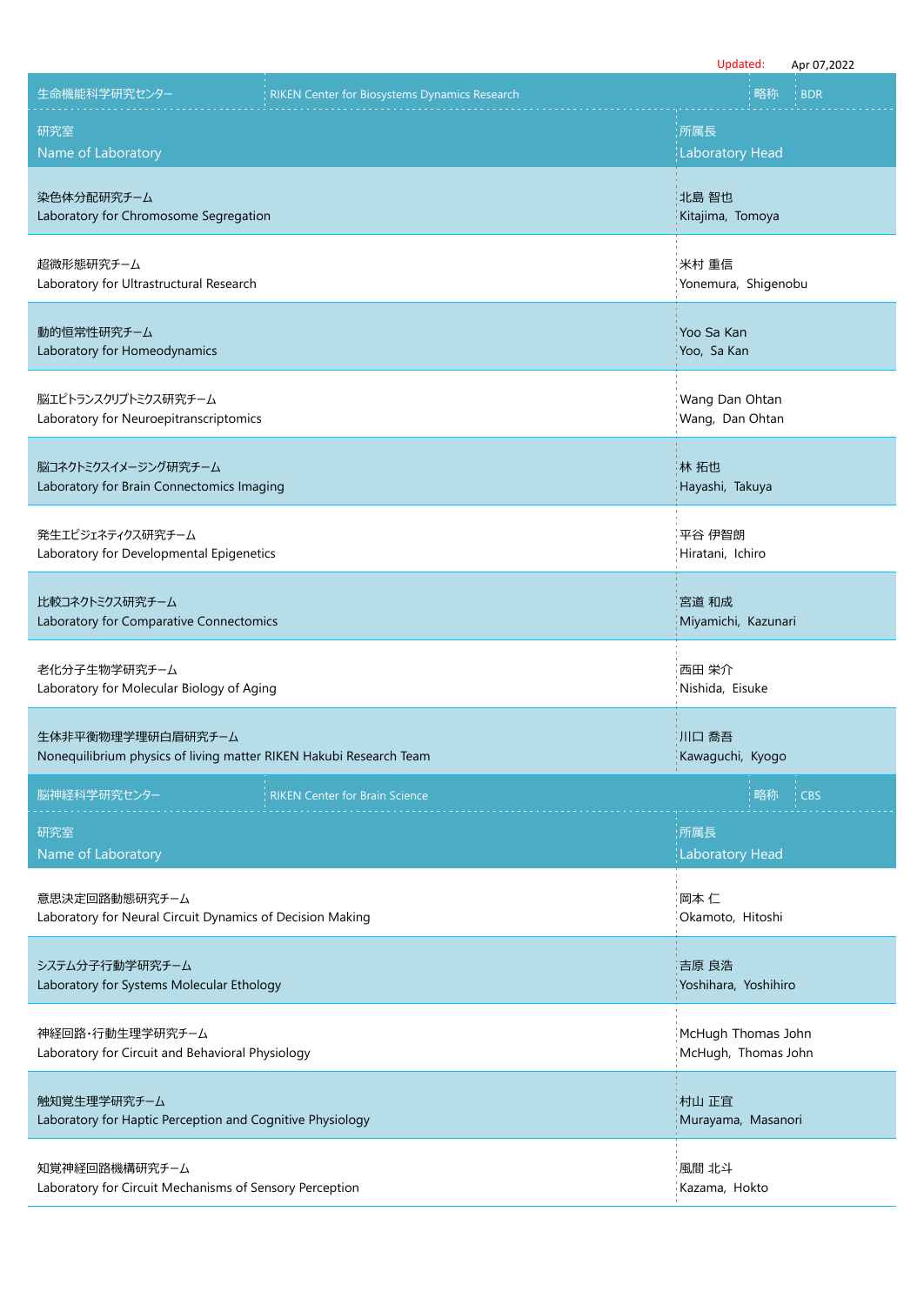Updated: Apr 07,2022

| 生命機能科学研究センター | RIKEN Center for Biosystems Dynamics Research | 略称 BDR |
|---|---|---|
| 研究室<br>Name of Laboratory | | 所属長<br>Laboratory Head |
| 染色体分配研究チーム<br>Laboratory for Chromosome Segregation | | 北島 智也<br>Kitajima, Tomoya |
| 超微形態研究チーム<br>Laboratory for Ultrastructural Research | | 米村 重信<br>Yonemura, Shigenobu |
| 動的恒常性研究チーム<br>Laboratory for Homeodynamics | | Yoo Sa Kan<br>Yoo, Sa Kan |
| 脳エピトランスクリプトミクス研究チーム<br>Laboratory for Neuroepitranscriptomics | | Wang Dan Ohtan<br>Wang, Dan Ohtan |
| 脳コネクトミクスイメージング研究チーム<br>Laboratory for Brain Connectomics Imaging | | 林 拓也<br>Hayashi, Takuya |
| 発生エピジェネティクス研究チーム<br>Laboratory for Developmental Epigenetics | | 平谷 伊智朗<br>Hiratani, Ichiro |
| 比較コネクトミクス研究チーム<br>Laboratory for Comparative Connectomics | | 宮道 和成<br>Miyamichi, Kazunari |
| 老化分子生物学研究チーム<br>Laboratory for Molecular Biology of Aging | | 西田 栄介<br>Nishida, Eisuke |
| 生体非平衡物理学理研白眉研究チーム<br>Nonequilibrium physics of living matter RIKEN Hakubi Research Team | | 川口 喬吾<br>Kawaguchi, Kyogo |

| 脳神経科学研究センター | RIKEN Center for Brain Science | 略称 CBS |
|---|---|---|
| 研究室<br>Name of Laboratory | | 所属長<br>Laboratory Head |
| 意思決定回路動態研究チーム<br>Laboratory for Neural Circuit Dynamics of Decision Making | | 岡本 仁<br>Okamoto, Hitoshi |
| システム分子行動学研究チーム<br>Laboratory for Systems Molecular Ethology | | 吉原 良浩<br>Yoshihara, Yoshihiro |
| 神経回路・行動生理学研究チーム<br>Laboratory for Circuit and Behavioral Physiology | | McHugh Thomas John<br>McHugh, Thomas John |
| 触知覚生理学研究チーム<br>Laboratory for Haptic Perception and Cognitive Physiology | | 村山 正宜<br>Murayama, Masanori |
| 知覚神経回路機構研究チーム<br>Laboratory for Circuit Mechanisms of Sensory Perception | | 風間 北斗<br>Kazama, Hokto |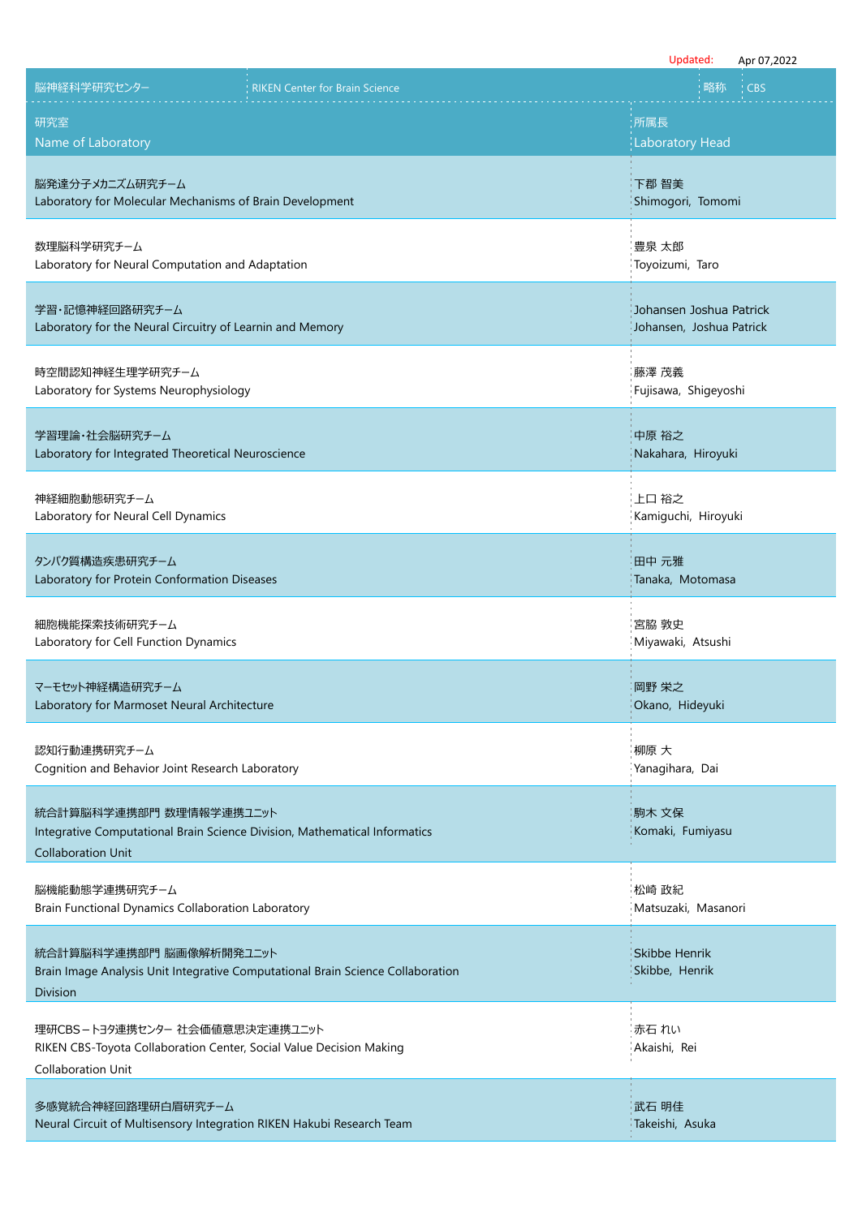Updated: Apr 07,2022

| 脳神経科学研究センター | RIKEN Center for Brain Science | 略称 | CBS |
|---|---|---|---|
| 研究室<br>Name of Laboratory | | 所属長<br>Laboratory Head | |
| 脳発達分子メカニズム研究チーム<br>Laboratory for Molecular Mechanisms of Brain Development | | 下郡 智美<br>Shimogori, Tomomi | |
| 数理脳科学研究チーム<br>Laboratory for Neural Computation and Adaptation | | 豊泉 太郎<br>Toyoizumi, Taro | |
| 学習･記憶神経回路研究チーム<br>Laboratory for the Neural Circuitry of Learnin and Memory | | Johansen Joshua Patrick<br>Johansen, Joshua Patrick | |
| 時空間認知神経生理学研究チーム<br>Laboratory for Systems Neurophysiology | | 藤澤 茂義<br>Fujisawa, Shigeyoshi | |
| 学習理論･社会脳研究チーム<br>Laboratory for Integrated Theoretical Neuroscience | | 中原 裕之<br>Nakahara, Hiroyuki | |
| 神経細胞動態研究チーム<br>Laboratory for Neural Cell Dynamics | | 上口 裕之<br>Kamiguchi, Hiroyuki | |
| タンパク質構造疾患研究チーム<br>Laboratory for Protein Conformation Diseases | | 田中 元雅<br>Tanaka, Motomasa | |
| 細胞機能探索技術研究チーム<br>Laboratory for Cell Function Dynamics | | 宮脇 敦史<br>Miyawaki, Atsushi | |
| マーモセット神経構造研究チーム<br>Laboratory for Marmoset Neural Architecture | | 岡野 栄之<br>Okano, Hideyuki | |
| 認知行動連携研究チーム<br>Cognition and Behavior Joint Research Laboratory | | 柳原 大<br>Yanagihara, Dai | |
| 統合計算脳科学連携部門 数理情報学連携ユニット<br>Integrative Computational Brain Science Division, Mathematical Informatics Collaboration Unit | | 駒木 文保<br>Komaki, Fumiyasu | |
| 脳機能動態学連携研究チーム<br>Brain Functional Dynamics Collaboration Laboratory | | 松崎 政紀<br>Matsuzaki, Masanori | |
| 統合計算脳科学連携部門 脳画像解析開発ユニット<br>Brain Image Analysis Unit Integrative Computational Brain Science Collaboration Division | | Skibbe Henrik<br>Skibbe, Henrik | |
| 理研CBS－トヨタ連携センター 社会価値意思決定連携ユニット<br>RIKEN CBS-Toyota Collaboration Center, Social Value Decision Making Collaboration Unit | | 赤石 れい<br>Akaishi, Rei | |
| 多感覚統合神経回路理研白眉研究チーム<br>Neural Circuit of Multisensory Integration RIKEN Hakubi Research Team | | 武石 明佳<br>Takeishi, Asuka | |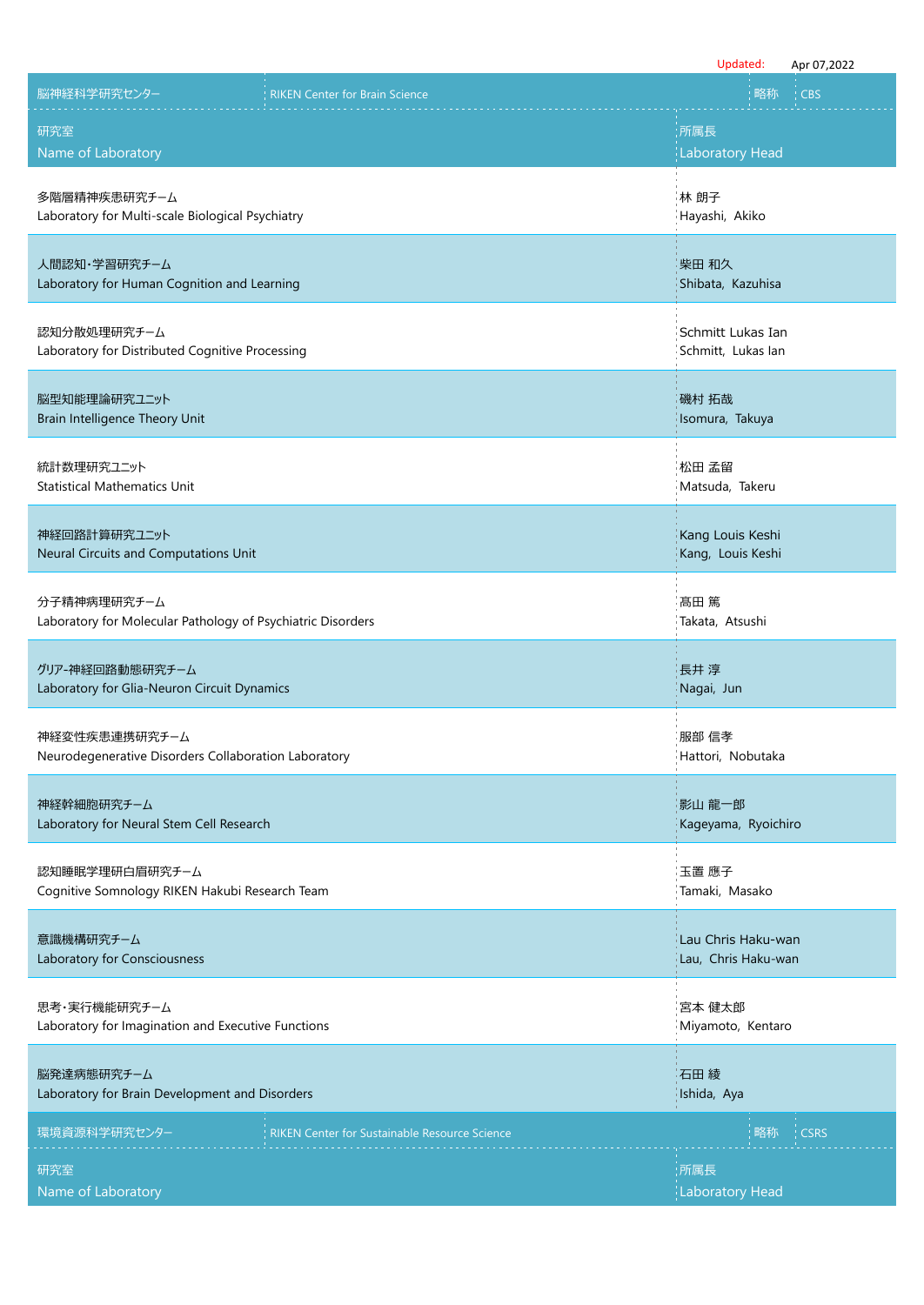Updated: Apr 07,2022

| 脳神経科学研究センター | RIKEN Center for Brain Science | 略称 | CBS |
|---|---|---|---|
| 研究室<br>Name of Laboratory | | 所属長<br>Laboratory Head | |
| 多階層精神疾患研究チーム<br>Laboratory for Multi-scale Biological Psychiatry | | 林 朗子<br>Hayashi, Akiko | |
| 人間認知・学習研究チーム<br>Laboratory for Human Cognition and Learning | | 柴田 和久<br>Shibata, Kazuhisa | |
| 認知分散処理研究チーム<br>Laboratory for Distributed Cognitive Processing | | Schmitt Lukas Ian<br>Schmitt, Lukas Ian | |
| 脳型知能理論研究ユニット<br>Brain Intelligence Theory Unit | | 磯村 拓哉<br>Isomura, Takuya | |
| 統計数理研究ユニット<br>Statistical Mathematics Unit | | 松田 孟留<br>Matsuda, Takeru | |
| 神経回路計算研究ユニット<br>Neural Circuits and Computations Unit | | Kang Louis Keshi<br>Kang, Louis Keshi | |
| 分子精神病理研究チーム<br>Laboratory for Molecular Pathology of Psychiatric Disorders | | 髙田 篤<br>Takata, Atsushi | |
| グリア-神経回路動態研究チーム<br>Laboratory for Glia-Neuron Circuit Dynamics | | 長井 淳<br>Nagai, Jun | |
| 神経変性疾患連携研究チーム<br>Neurodegenerative Disorders Collaboration Laboratory | | 服部 信孝<br>Hattori, Nobutaka | |
| 神経幹細胞研究チーム<br>Laboratory for Neural Stem Cell Research | | 影山 龍一郎<br>Kageyama, Ryoichiro | |
| 認知睡眠学理研白眉研究チーム<br>Cognitive Somnology RIKEN Hakubi Research Team | | 玉置 應子<br>Tamaki, Masako | |
| 意識機構研究チーム<br>Laboratory for Consciousness | | Lau Chris Haku-wan<br>Lau, Chris Haku-wan | |
| 思考・実行機能研究チーム<br>Laboratory for Imagination and Executive Functions | | 宮本 健太郎<br>Miyamoto, Kentaro | |
| 脳発達病態研究チーム<br>Laboratory for Brain Development and Disorders | | 石田 綾<br>Ishida, Aya | |

| 環境資源科学研究センター | RIKEN Center for Sustainable Resource Science | 略称 | CSRS |
|---|---|---|---|
| 研究室<br>Name of Laboratory | | 所属長<br>Laboratory Head | |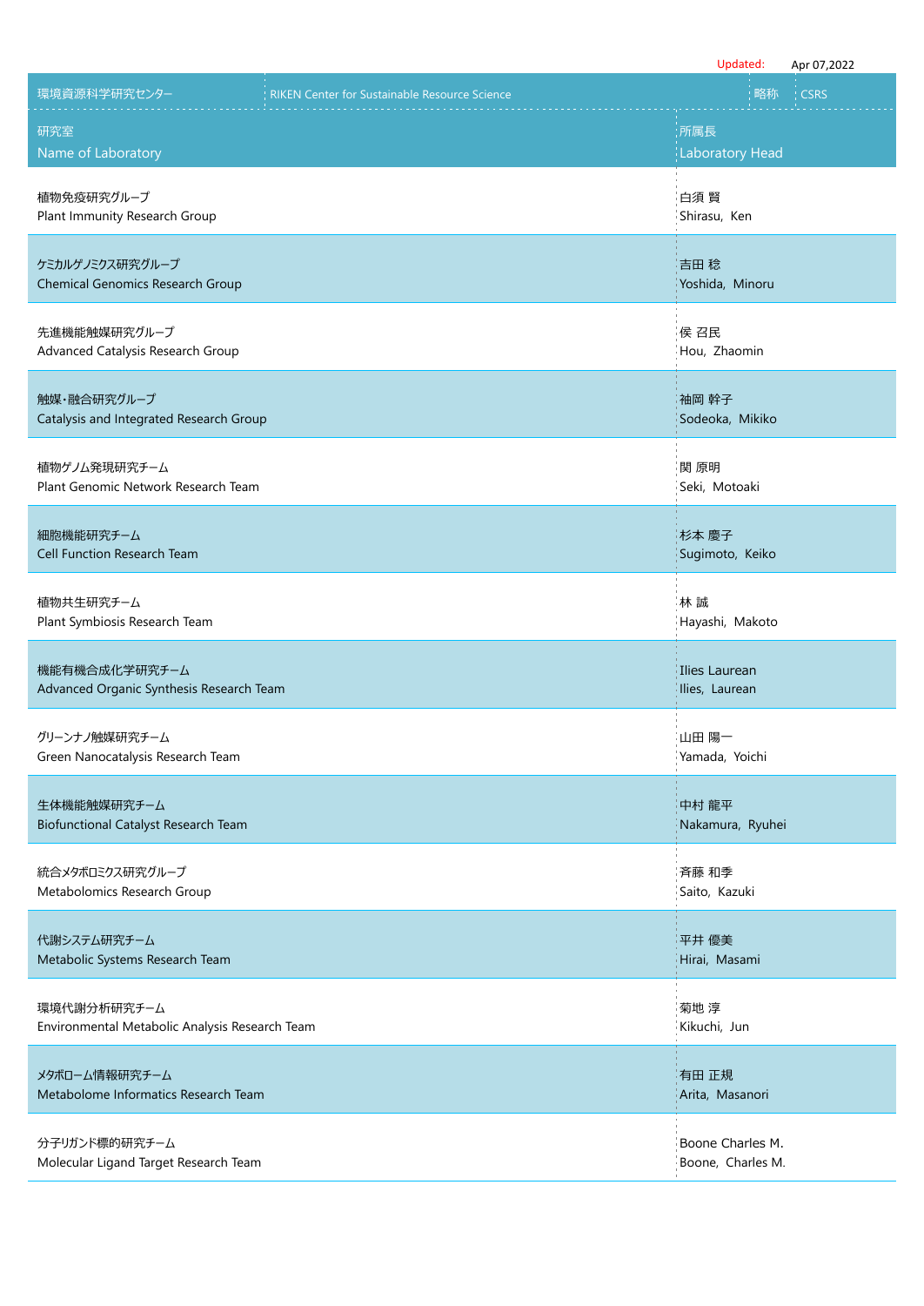Updated: Apr 07,2022

| 環境資源科学研究センター RIKEN Center for Sustainable Resource Science | 略称 CSRS |
|---|---|
| 研究室 Name of Laboratory | 所属長 Laboratory Head |
| 植物免疫研究グループ Plant Immunity Research Group | 白須 賢 Shirasu, Ken |
| ケミカルゲノミクス研究グループ Chemical Genomics Research Group | 吉田 稔 Yoshida, Minoru |
| 先進機能触媒研究グループ Advanced Catalysis Research Group | 侯 召民 Hou, Zhaomin |
| 触媒・融合研究グループ Catalysis and Integrated Research Group | 袖岡 幹子 Sodeoka, Mikiko |
| 植物ゲノム発現研究チーム Plant Genomic Network Research Team | 関 原明 Seki, Motoaki |
| 細胞機能研究チーム Cell Function Research Team | 杉本 慶子 Sugimoto, Keiko |
| 植物共生研究チーム Plant Symbiosis Research Team | 林 誠 Hayashi, Makoto |
| 機能有機合成化学研究チーム Advanced Organic Synthesis Research Team | Ilies Laurean Ilies, Laurean |
| グリーンナノ触媒研究チーム Green Nanocatalysis Research Team | 山田 陽一 Yamada, Yoichi |
| 生体機能触媒研究チーム Biofunctional Catalyst Research Team | 中村 龍平 Nakamura, Ryuhei |
| 統合メタボロミクス研究グループ Metabolomics Research Group | 斉藤 和季 Saito, Kazuki |
| 代謝システム研究チーム Metabolic Systems Research Team | 平井 優美 Hirai, Masami |
| 環境代謝分析研究チーム Environmental Metabolic Analysis Research Team | 菊地 淳 Kikuchi, Jun |
| メタボローム情報研究チーム Metabolome Informatics Research Team | 有田 正規 Arita, Masanori |
| 分子リガンド標的研究チーム Molecular Ligand Target Research Team | Boone Charles M. Boone, Charles M. |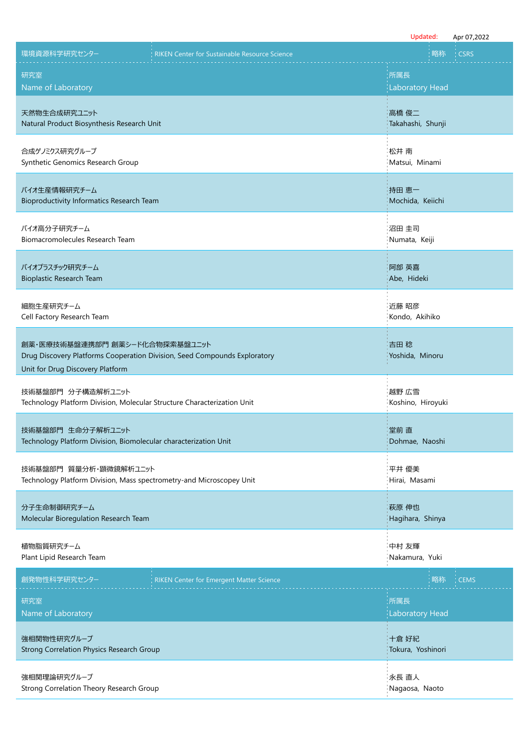Updated: Apr 07,2022

| 環境資源科学研究センター | RIKEN Center for Sustainable Resource Science | 略称 | CSRS |
|---|---|---|---|
| 研究室<br>Name of Laboratory | | 所属長<br>Laboratory Head | |
| 天然物生合成研究ユニット<br>Natural Product Biosynthesis Research Unit | | 高橋 俊二<br>Takahashi, Shunji | |
| 合成ゲノミクス研究グループ<br>Synthetic Genomics Research Group | | 松井 南<br>Matsui, Minami | |
| バイオ生産情報研究チーム<br>Bioproductivity Informatics Research Team | | 持田 恵一<br>Mochida, Keiichi | |
| バイオ高分子研究チーム<br>Biomacromolecules Research Team | | 沼田 圭司<br>Numata, Keiji | |
| バイオプラスチック研究チーム<br>Bioplastic Research Team | | 阿部 英喜<br>Abe, Hideki | |
| 細胞生産研究チーム<br>Cell Factory Research Team | | 近藤 昭彦<br>Kondo, Akihiko | |
| 創薬・医療技術基盤連携部門 創薬シード化合物探索基盤ユニット<br>Drug Discovery Platforms Cooperation Division, Seed Compounds Exploratory Unit for Drug Discovery Platform | | 吉田 稔<br>Yoshida, Minoru | |
| 技術基盤部門 分子構造解析ユニット<br>Technology Platform Division, Molecular Structure Characterization Unit | | 越野 広雪<br>Koshino, Hiroyuki | |
| 技術基盤部門 生命分子解析ユニット<br>Technology Platform Division, Biomolecular characterization Unit | | 堂前 直<br>Dohmae, Naoshi | |
| 技術基盤部門 質量分析・顕微鏡解析ユニット<br>Technology Platform Division, Mass spectrometry-and Microscopey Unit | | 平井 優美<br>Hirai, Masami | |
| 分子生命制御研究チーム<br>Molecular Bioregulation Research Team | | 萩原 伸也<br>Hagihara, Shinya | |
| 植物脂質研究チーム<br>Plant Lipid Research Team | | 中村 友輝<br>Nakamura, Yuki | |

| 創発物性科学研究センター | RIKEN Center for Emergent Matter Science | 略称 | CEMS |
|---|---|---|---|
| 研究室<br>Name of Laboratory | | 所属長<br>Laboratory Head | |
| 強相関物性研究グループ<br>Strong Correlation Physics Research Group | | 十倉 好紀<br>Tokura, Yoshinori | |
| 強相関理論研究グループ<br>Strong Correlation Theory Research Group | | 永長 直人<br>Nagaosa, Naoto | |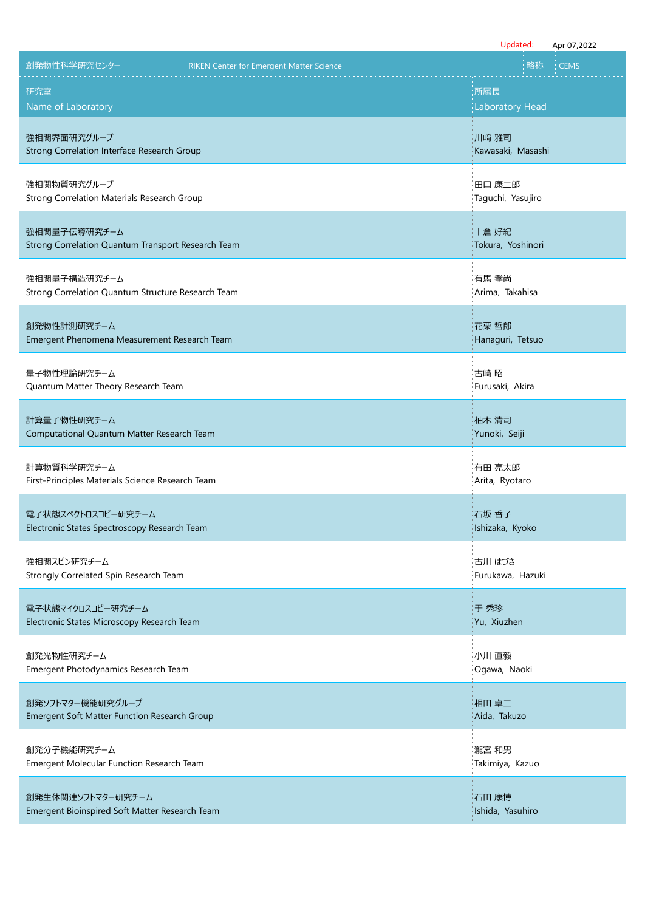Updated: Apr 07,2022

| 創発物性科学研究センター | RIKEN Center for Emergent Matter Science | 略称 | CEMS |
|---|---|---|---|

| 研究室<br>Name of Laboratory | 所属長<br>Laboratory Head |
|---|---|
| 強相関界面研究グループ<br>Strong Correlation Interface Research Group | 川﨑 雅司<br>Kawasaki, Masashi |
| 強相関物質研究グループ<br>Strong Correlation Materials Research Group | 田口 康二郎<br>Taguchi, Yasujiro |
| 強相関量子伝導研究チーム<br>Strong Correlation Quantum Transport Research Team | 十倉 好紀<br>Tokura, Yoshinori |
| 強相関量子構造研究チーム<br>Strong Correlation Quantum Structure Research Team | 有馬 孝尚<br>Arima, Takahisa |
| 創発物性計測研究チーム<br>Emergent Phenomena Measurement Research Team | 花栗 哲郎<br>Hanaguri, Tetsuo |
| 量子物性理論研究チーム<br>Quantum Matter Theory Research Team | 古崎 昭<br>Furusaki, Akira |
| 計算量子物性研究チーム<br>Computational Quantum Matter Research Team | 柚木 清司<br>Yunoki, Seiji |
| 計算物質科学研究チーム<br>First-Principles Materials Science Research Team | 有田 亮太郎<br>Arita, Ryotaro |
| 電子状態スペクトロスコピー研究チーム<br>Electronic States Spectroscopy Research Team | 石坂 香子<br>Ishizaka, Kyoko |
| 強相関スピン研究チーム<br>Strongly Correlated Spin Research Team | 古川 はづき<br>Furukawa, Hazuki |
| 電子状態マイクロスコピー研究チーム<br>Electronic States Microscopy Research Team | 于 秀珍<br>Yu, Xiuzhen |
| 創発光物性研究チーム<br>Emergent Photodynamics Research Team | 小川 直毅<br>Ogawa, Naoki |
| 創発ソフトマター機能研究グループ<br>Emergent Soft Matter Function Research Group | 相田 卓三<br>Aida, Takuzo |
| 創発分子機能研究チーム<br>Emergent Molecular Function Research Team | 瀧宮 和男<br>Takimiya, Kazuo |
| 創発生体関連ソフトマター研究チーム<br>Emergent Bioinspired Soft Matter Research Team | 石田 康博<br>Ishida, Yasuhiro |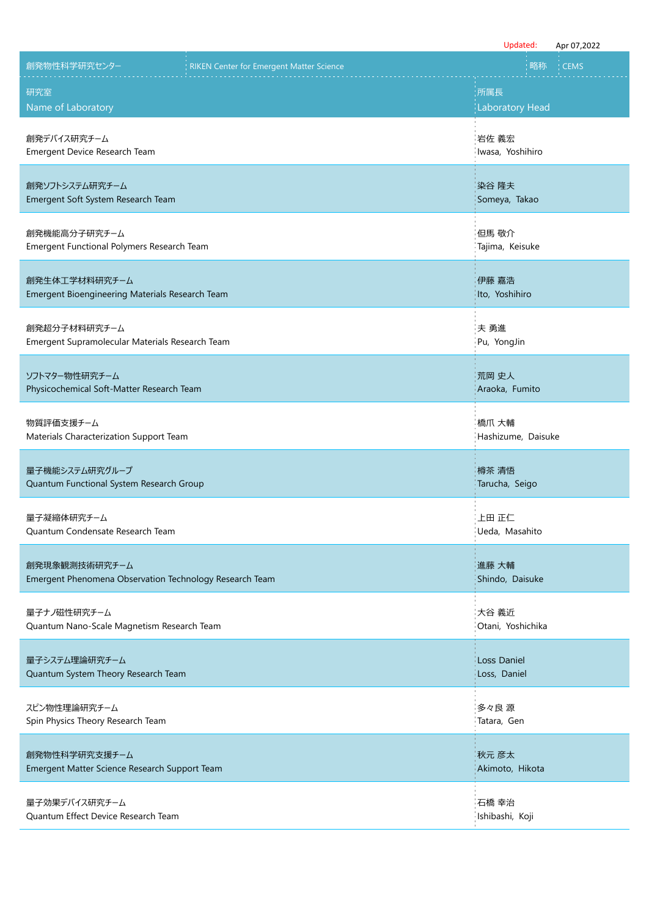Updated: Apr 07,2022

| 創発物性科学研究センター | RIKEN Center for Emergent Matter Science | 略称 | CEMS |
|---|---|---|---|

| 研究室<br>Name of Laboratory | 所属長<br>Laboratory Head |
|---|---|
| 創発デバイス研究チーム<br>Emergent Device Research Team | 岩佐 義宏<br>Iwasa, Yoshihiro |
| 創発ソフトシステム研究チーム<br>Emergent Soft System Research Team | 染谷 隆夫<br>Someya, Takao |
| 創発機能高分子研究チーム<br>Emergent Functional Polymers Research Team | 但馬 敬介<br>Tajima, Keisuke |
| 創発生体工学材料研究チーム<br>Emergent Bioengineering Materials Research Team | 伊藤 嘉浩<br>Ito, Yoshihiro |
| 創発超分子材料研究チーム<br>Emergent Supramolecular Materials Research Team | 夫 勇進<br>Pu, YongJin |
| ソフトマター物性研究チーム<br>Physicochemical Soft-Matter Research Team | 荒岡 史人<br>Araoka, Fumito |
| 物質評価支援チーム<br>Materials Characterization Support Team | 橋爪 大輔<br>Hashizume, Daisuke |
| 量子機能システム研究グループ<br>Quantum Functional System Research Group | 樽茶 清悟<br>Tarucha, Seigo |
| 量子凝縮体研究チーム<br>Quantum Condensate Research Team | 上田 正仁<br>Ueda, Masahito |
| 創発現象観測技術研究チーム<br>Emergent Phenomena Observation Technology Research Team | 進藤 大輔<br>Shindo, Daisuke |
| 量子ナノ磁性研究チーム<br>Quantum Nano-Scale Magnetism Research Team | 大谷 義近<br>Otani, Yoshichika |
| 量子システム理論研究チーム<br>Quantum System Theory Research Team | Loss Daniel<br>Loss, Daniel |
| スピン物性理論研究チーム<br>Spin Physics Theory Research Team | 多々良 源<br>Tatara, Gen |
| 創発物性科学研究支援チーム<br>Emergent Matter Science Research Support Team | 秋元 彦太<br>Akimoto, Hikota |
| 量子効果デバイス研究チーム<br>Quantum Effect Device Research Team | 石橋 幸治<br>Ishibashi, Koji |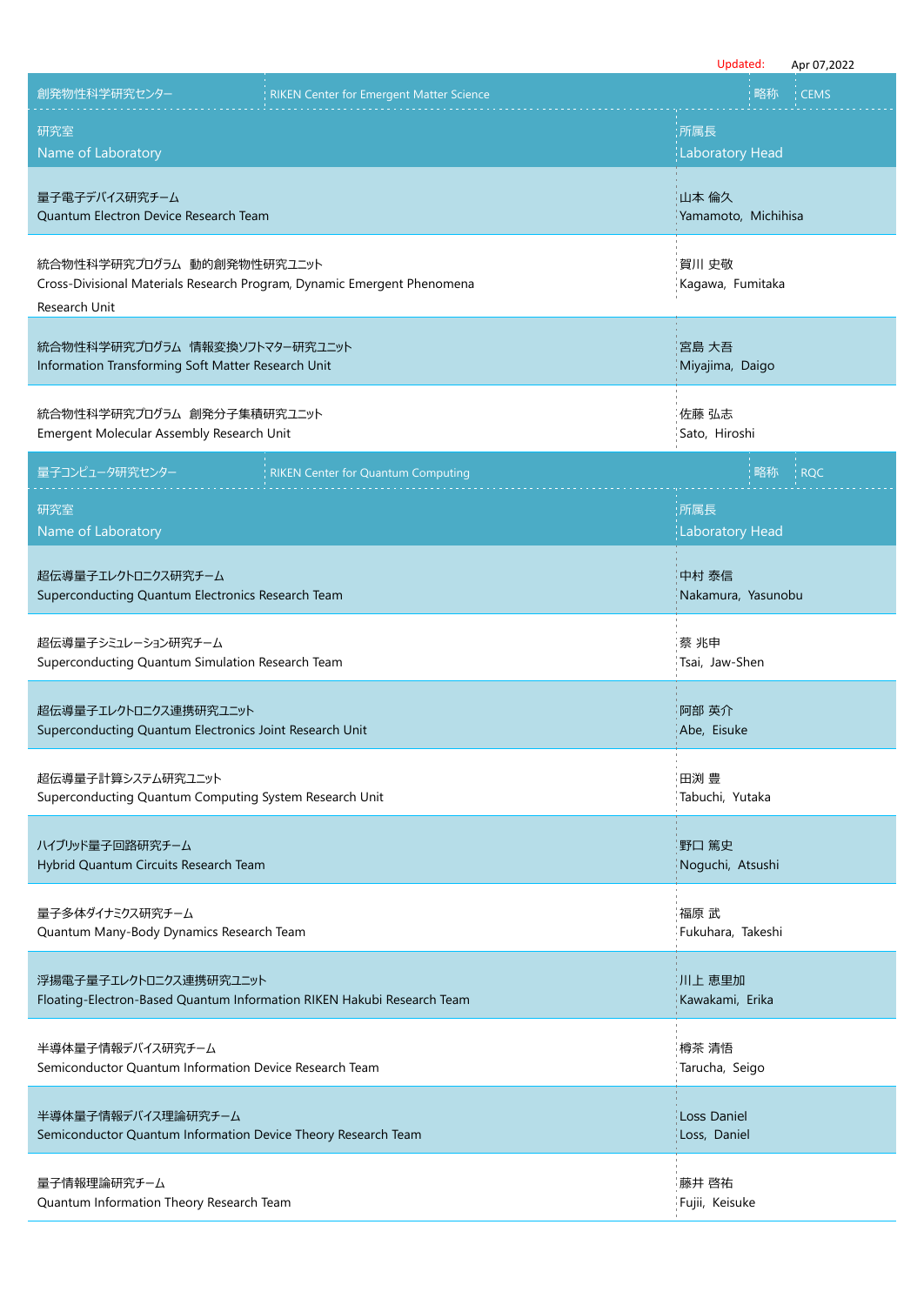Updated: Apr 07,2022

| 創発物性科学研究センター | RIKEN Center for Emergent Matter Science | 略称 | CEMS |
|---|---|---|---|
| 研究室<br>Name of Laboratory | | 所属長<br>Laboratory Head | |
| 量子電子デバイス研究チーム<br>Quantum Electron Device Research Team | | 山本 倫久<br>Yamamoto, Michihisa | |
| 統合物性科学研究プログラム 動的創発物性研究ユニット<br>Cross-Divisional Materials Research Program, Dynamic Emergent Phenomena Research Unit | | 賀川 史敬<br>Kagawa, Fumitaka | |
| 統合物性科学研究プログラム 情報変換ソフトマター研究ユニット<br>Information Transforming Soft Matter Research Unit | | 宮島 大吾<br>Miyajima, Daigo | |
| 統合物性科学研究プログラム 創発分子集積研究ユニット<br>Emergent Molecular Assembly Research Unit | | 佐藤 弘志<br>Sato, Hiroshi | |

| 量子コンピュータ研究センター | RIKEN Center for Quantum Computing | 略称 | RQC |
|---|---|---|---|
| 研究室<br>Name of Laboratory | | 所属長<br>Laboratory Head | |
| 超伝導量子エレクトロニクス研究チーム<br>Superconducting Quantum Electronics Research Team | | 中村 泰信<br>Nakamura, Yasunobu | |
| 超伝導量子シミュレーション研究チーム<br>Superconducting Quantum Simulation Research Team | | 蔡 兆申<br>Tsai, Jaw-Shen | |
| 超伝導量子エレクトロニクス連携研究ユニット<br>Superconducting Quantum Electronics Joint Research Unit | | 阿部 英介<br>Abe, Eisuke | |
| 超伝導量子計算システム研究ユニット<br>Superconducting Quantum Computing System Research Unit | | 田渕 豊<br>Tabuchi, Yutaka | |
| ハイブリッド量子回路研究チーム<br>Hybrid Quantum Circuits Research Team | | 野口 篤史<br>Noguchi, Atsushi | |
| 量子多体ダイナミクス研究チーム<br>Quantum Many-Body Dynamics Research Team | | 福原 武<br>Fukuhara, Takeshi | |
| 浮揚電子量子エレクトロニクス連携研究ユニット<br>Floating-Electron-Based Quantum Information RIKEN Hakubi Research Team | | 川上 恵里加<br>Kawakami, Erika | |
| 半導体量子情報デバイス研究チーム<br>Semiconductor Quantum Information Device Research Team | | 樽茶 清悟<br>Tarucha, Seigo | |
| 半導体量子情報デバイス理論研究チーム<br>Semiconductor Quantum Information Device Theory Research Team | | Loss Daniel<br>Loss, Daniel | |
| 量子情報理論研究チーム<br>Quantum Information Theory Research Team | | 藤井 啓祐<br>Fujii, Keisuke | |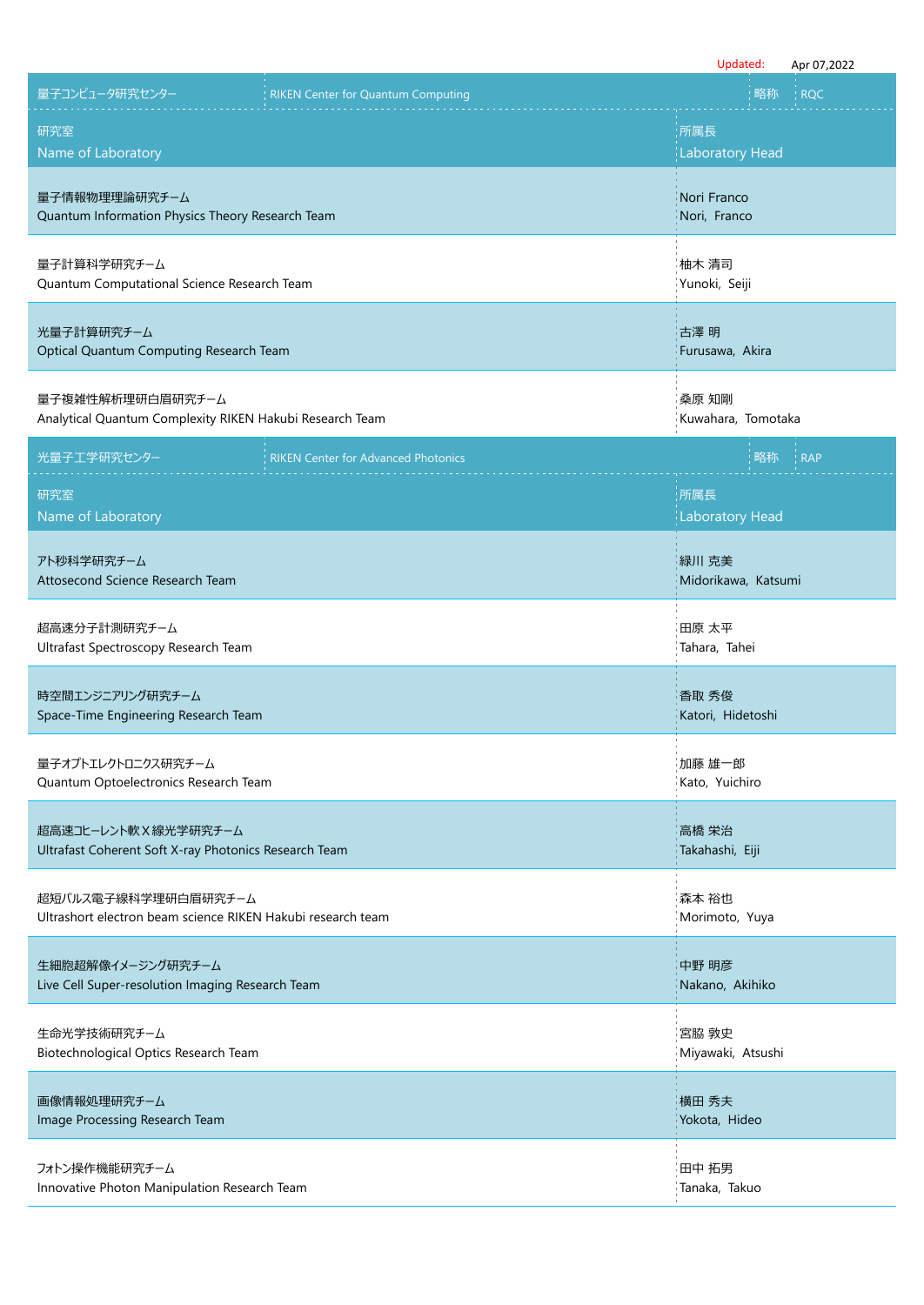Updated: Apr 07,2022

| 量子コンピュータ研究センター | RIKEN Center for Quantum Computing | 略称 | RQC |
|---|---|---|---|
| 研究室<br>Name of Laboratory | | 所属長<br>Laboratory Head | |
| 量子情報物理理論研究チーム<br>Quantum Information Physics Theory Research Team | | Nori Franco<br>Nori, Franco | |
| 量子計算科学研究チーム<br>Quantum Computational Science Research Team | | 柚木 清司<br>Yunoki, Seiji | |
| 光量子計算研究チーム<br>Optical Quantum Computing Research Team | | 古澤 明<br>Furusawa, Akira | |
| 量子複雑性解析理研白眉研究チーム<br>Analytical Quantum Complexity RIKEN Hakubi Research Team | | 桑原 知剛<br>Kuwahara, Tomotaka | |

| 光量子工学研究センター | RIKEN Center for Advanced Photonics | 略称 | RAP |
|---|---|---|---|
| 研究室<br>Name of Laboratory | | 所属長<br>Laboratory Head | |
| アト秒科学研究チーム<br>Attosecond Science Research Team | | 緑川 克美<br>Midorikawa, Katsumi | |
| 超高速分子計測研究チーム<br>Ultrafast Spectroscopy Research Team | | 田原 太平<br>Tahara, Tahei | |
| 時空間エンジニアリング研究チーム<br>Space-Time Engineering Research Team | | 香取 秀俊<br>Katori, Hidetoshi | |
| 量子オプトエレクトロニクス研究チーム<br>Quantum Optoelectronics Research Team | | 加藤 雄一郎<br>Kato, Yuichiro | |
| 超高速コヒーレント軟Ｘ線光学研究チーム<br>Ultrafast Coherent Soft X-ray Photonics Research Team | | 高橋 栄治<br>Takahashi, Eiji | |
| 超短パルス電子線科学理研白眉研究チーム<br>Ultrashort electron beam science RIKEN Hakubi research team | | 森本 裕也<br>Morimoto, Yuya | |
| 生細胞超解像イメージング研究チーム<br>Live Cell Super-resolution Imaging Research Team | | 中野 明彦<br>Nakano, Akihiko | |
| 生命光学技術研究チーム<br>Biotechnological Optics Research Team | | 宮脇 敦史<br>Miyawaki, Atsushi | |
| 画像情報処理研究チーム<br>Image Processing Research Team | | 横田 秀夫<br>Yokota, Hideo | |
| フォトン操作機能研究チーム<br>Innovative Photon Manipulation Research Team | | 田中 拓男<br>Tanaka, Takuo | |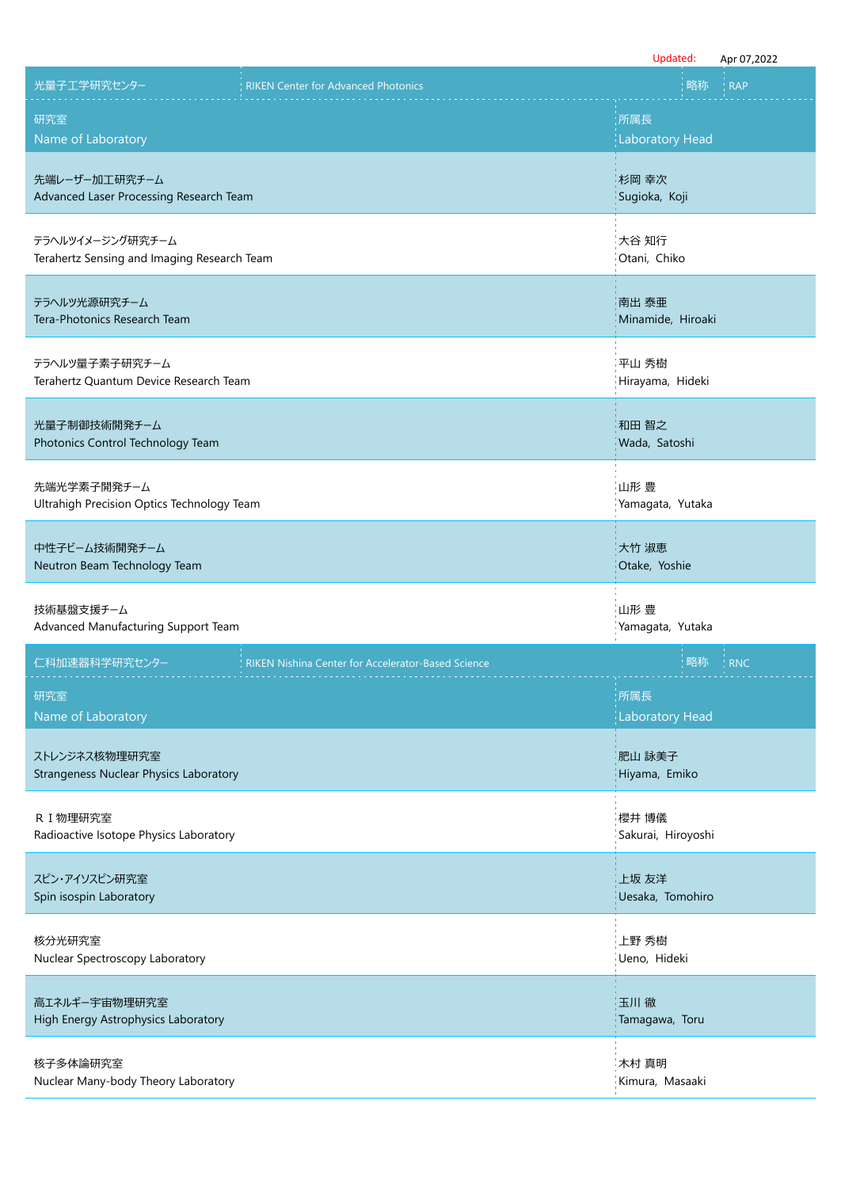Updated: Apr 07,2022

| 光量子工学研究センター | RIKEN Center for Advanced Photonics | 略称 | RAP |
|---|---|---|---|
| 研究室<br>Name of Laboratory | | 所属長<br>Laboratory Head | |
| 先端レーザー加工研究チーム<br>Advanced Laser Processing Research Team | | 杉岡 幸次<br>Sugioka, Koji | |
| テラヘルツイメージング研究チーム<br>Terahertz Sensing and Imaging Research Team | | 大谷 知行<br>Otani, Chiko | |
| テラヘルツ光源研究チーム<br>Tera-Photonics Research Team | | 南出 泰亜<br>Minamide, Hiroaki | |
| テラヘルツ量子素子研究チーム<br>Terahertz Quantum Device Research Team | | 平山 秀樹<br>Hirayama, Hideki | |
| 光量子制御技術開発チーム<br>Photonics Control Technology Team | | 和田 智之<br>Wada, Satoshi | |
| 先端光学素子開発チーム<br>Ultrahigh Precision Optics Technology Team | | 山形 豊<br>Yamagata, Yutaka | |
| 中性子ビーム技術開発チーム<br>Neutron Beam Technology Team | | 大竹 淑恵<br>Otake, Yoshie | |
| 技術基盤支援チーム<br>Advanced Manufacturing Support Team | | 山形 豊<br>Yamagata, Yutaka | |

| 仁科加速器科学研究センター | RIKEN Nishina Center for Accelerator-Based Science | 略称 | RNC |
|---|---|---|---|
| 研究室<br>Name of Laboratory | | 所属長<br>Laboratory Head | |
| ストレンジネス核物理研究室<br>Strangeness Nuclear Physics Laboratory | | 肥山 詠美子<br>Hiyama, Emiko | |
| ＲＩ物理研究室<br>Radioactive Isotope Physics Laboratory | | 櫻井 博儀<br>Sakurai, Hiroyoshi | |
| スピン・アイソスピン研究室<br>Spin isospin Laboratory | | 上坂 友洋<br>Uesaka, Tomohiro | |
| 核分光研究室<br>Nuclear Spectroscopy Laboratory | | 上野 秀樹<br>Ueno, Hideki | |
| 高エネルギー宇宙物理研究室<br>High Energy Astrophysics Laboratory | | 玉川 徹<br>Tamagawa, Toru | |
| 核子多体論研究室<br>Nuclear Many-body Theory Laboratory | | 木村 真明<br>Kimura, Masaaki | |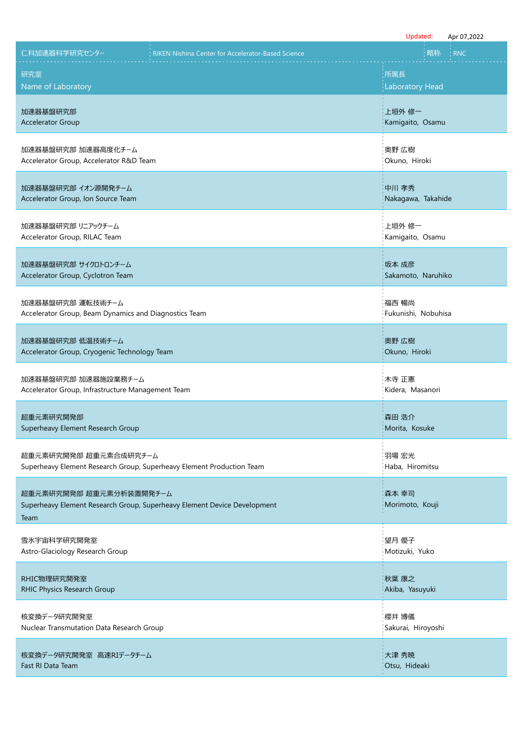Updated: Apr 07,2022

| 仁科加速器科学研究センター | RIKEN Nishina Center for Accelerator-Based Science | 略称 | RNC |
|---|---|---|---|

| 研究室<br>Name of Laboratory | 所属長<br>Laboratory Head |
|---|---|
| 加速器基盤研究部<br>Accelerator Group | 上垣外 修一<br>Kamigaito, Osamu |
| 加速器基盤研究部 加速器高度化チーム<br>Accelerator Group, Accelerator R&D Team | 奥野 広樹<br>Okuno, Hiroki |
| 加速器基盤研究部 イオン源開発チーム<br>Accelerator Group, Ion Source Team | 中川 孝秀<br>Nakagawa, Takahide |
| 加速器基盤研究部 リニアックチーム<br>Accelerator Group, RILAC Team | 上垣外 修一<br>Kamigaito, Osamu |
| 加速器基盤研究部 サイクロトロンチーム<br>Accelerator Group, Cyclotron Team | 坂本 成彦<br>Sakamoto, Naruhiko |
| 加速器基盤研究部 運転技術チーム<br>Accelerator Group, Beam Dynamics and Diagnostics Team | 福西 暢尚<br>Fukunishi, Nobuhisa |
| 加速器基盤研究部 低温技術チーム<br>Accelerator Group, Cryogenic Technology Team | 奥野 広樹<br>Okuno, Hiroki |
| 加速器基盤研究部 加速器施設業務チーム<br>Accelerator Group, Infrastructure Management Team | 木寺 正憲<br>Kidera, Masanori |
| 超重元素研究開発部<br>Superheavy Element Research Group | 森田 浩介<br>Morita, Kosuke |
| 超重元素研究開発部 超重元素合成研究チーム<br>Superheavy Element Research Group, Superheavy Element Production Team | 羽場 宏光<br>Haba, Hiromitsu |
| 超重元素研究開発部 超重元素分析装置開発チーム<br>Superheavy Element Research Group, Superheavy Element Device Development Team | 森本 幸司<br>Morimoto, Kouji |
| 雪氷宇宙科学研究開発室<br>Astro-Glaciology Research Group | 望月 優子<br>Motizuki, Yuko |
| RHIC物理研究開発室<br>RHIC Physics Research Group | 秋葉 康之<br>Akiba, Yasuyuki |
| 核変換データ研究開発室<br>Nuclear Transmutation Data Research Group | 櫻井 博儀<br>Sakurai, Hiroyoshi |
| 核変換データ研究開発室 高速RIデータチーム<br>Fast RI Data Team | 大津 秀暁<br>Otsu, Hideaki |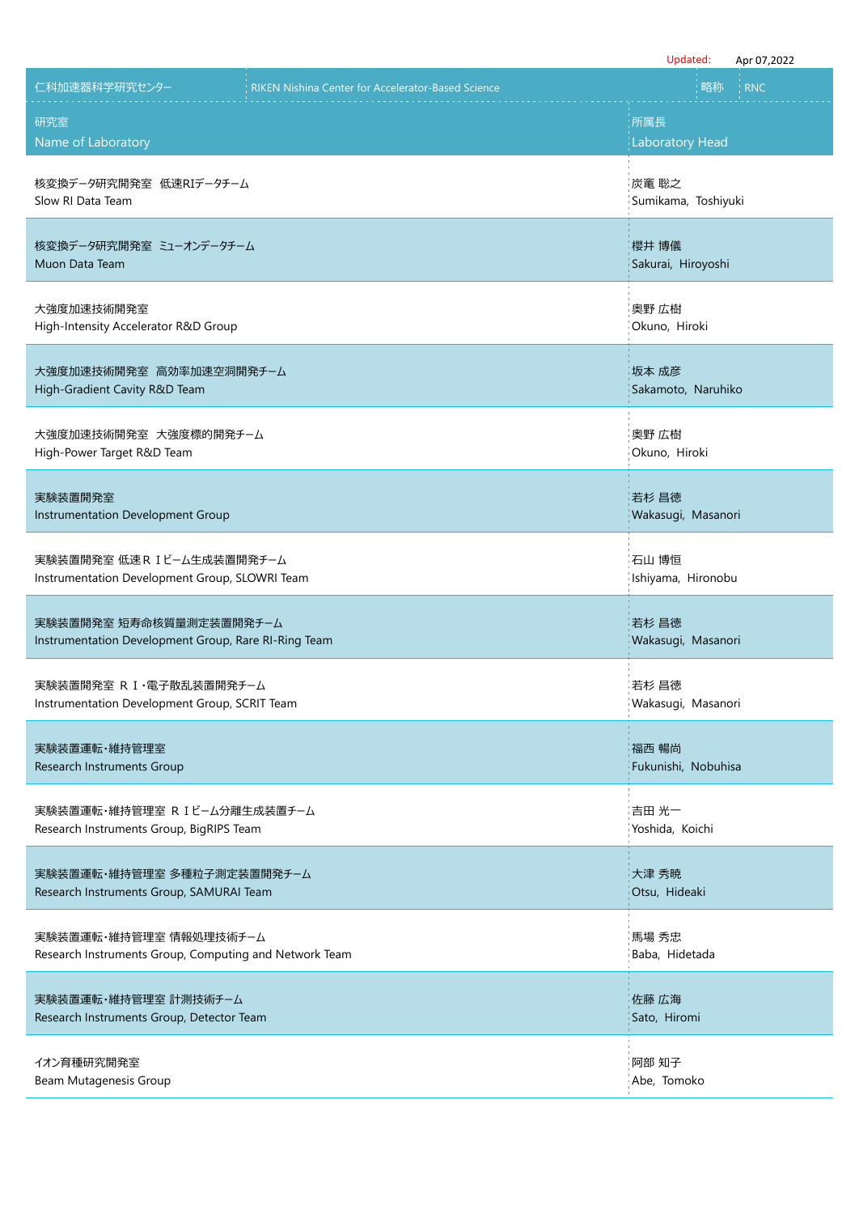Updated: Apr 07,2022

| 仁科加速器科学研究センター RIKEN Nishina Center for Accelerator-Based Science | 略称 RNC |
|---|---|
| 研究室<br>Name of Laboratory | 所属長<br>Laboratory Head |
| 核変換データ研究開発室　低速RIデータチーム<br>Slow RI Data Team | 炭竃 聡之<br>Sumikama, Toshiyuki |
| 核変換データ研究開発室　ミューオンデータチーム<br>Muon Data Team | 櫻井 博儀<br>Sakurai, Hiroyoshi |
| 大強度加速技術開発室<br>High-Intensity Accelerator R&D Group | 奥野 広樹<br>Okuno, Hiroki |
| 大強度加速技術開発室　高効率加速空洞開発チーム<br>High-Gradient Cavity R&D Team | 坂本 成彦<br>Sakamoto, Naruhiko |
| 大強度加速技術開発室　大強度標的開発チーム<br>High-Power Target R&D Team | 奥野 広樹<br>Okuno, Hiroki |
| 実験装置開発室<br>Instrumentation Development Group | 若杉 昌徳<br>Wakasugi, Masanori |
| 実験装置開発室 低速ＲＩビーム生成装置開発チーム<br>Instrumentation Development Group, SLOWRI Team | 石山 博恒<br>Ishiyama, Hironobu |
| 実験装置開発室 短寿命核質量測定装置開発チーム<br>Instrumentation Development Group, Rare RI-Ring Team | 若杉 昌徳<br>Wakasugi, Masanori |
| 実験装置開発室 ＲＩ・電子散乱装置開発チーム<br>Instrumentation Development Group, SCRIT Team | 若杉 昌徳<br>Wakasugi, Masanori |
| 実験装置運転・維持管理室<br>Research Instruments Group | 福西 暢尚<br>Fukunishi, Nobuhisa |
| 実験装置運転・維持管理室 ＲＩビーム分離生成装置チーム<br>Research Instruments Group, BigRIPS Team | 吉田 光一<br>Yoshida, Koichi |
| 実験装置運転・維持管理室 多種粒子測定装置開発チーム<br>Research Instruments Group, SAMURAI Team | 大津 秀暁<br>Otsu, Hideaki |
| 実験装置運転・維持管理室 情報処理技術チーム<br>Research Instruments Group, Computing and Network Team | 馬場 秀忠<br>Baba, Hidetada |
| 実験装置運転・維持管理室 計測技術チーム<br>Research Instruments Group, Detector Team | 佐藤 広海<br>Sato, Hiromi |
| イオン育種研究開発室<br>Beam Mutagenesis Group | 阿部 知子<br>Abe, Tomoko |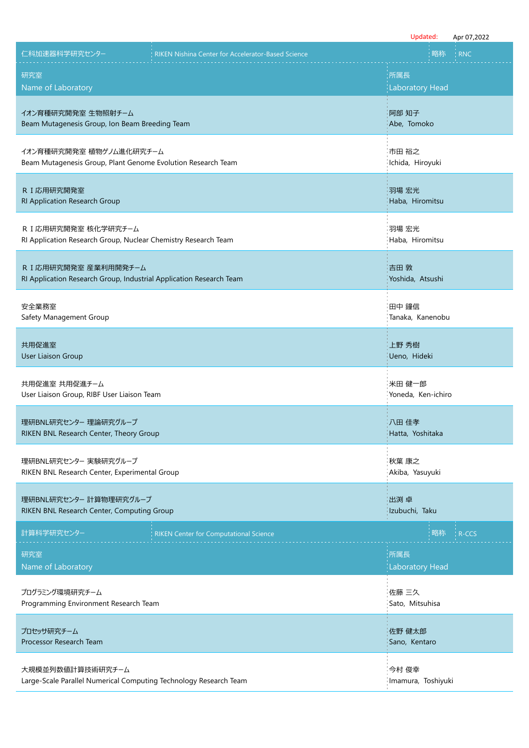Updated: Apr 07,2022

| 仁科加速器科学研究センター | RIKEN Nishina Center for Accelerator-Based Science | 略称 | RNC |
|---|---|---|---|

| 研究室<br>Name of Laboratory | 所属長<br>Laboratory Head |
|---|---|
| イオン育種研究開発室 生物照射チーム<br>Beam Mutagenesis Group, Ion Beam Breeding Team | 阿部 知子<br>Abe, Tomoko |
| イオン育種研究開発室 植物ゲノム進化研究チーム<br>Beam Mutagenesis Group, Plant Genome Evolution Research Team | 市田 裕之<br>Ichida, Hiroyuki |
| ＲＩ応用研究開発室<br>RI Application Research Group | 羽場 宏光<br>Haba, Hiromitsu |
| ＲＩ応用研究開発室 核化学研究チーム<br>RI Application Research Group, Nuclear Chemistry Research Team | 羽場 宏光<br>Haba, Hiromitsu |
| ＲＩ応用研究開発室 産業利用開発チーム<br>RI Application Research Group, Industrial Application Research Team | 吉田 敦<br>Yoshida, Atsushi |
| 安全業務室<br>Safety Management Group | 田中 鐘信<br>Tanaka, Kanenobu |
| 共用促進室<br>User Liaison Group | 上野 秀樹<br>Ueno, Hideki |
| 共用促進室 共用促進チーム<br>User Liaison Group, RIBF User Liaison Team | 米田 健一郎<br>Yoneda, Ken-ichiro |
| 理研BNL研究センター 理論研究グループ<br>RIKEN BNL Research Center, Theory Group | 八田 佳孝<br>Hatta, Yoshitaka |
| 理研BNL研究センター 実験研究グループ<br>RIKEN BNL Research Center, Experimental Group | 秋葉 康之<br>Akiba, Yasuyuki |
| 理研BNL研究センター 計算物理研究グループ<br>RIKEN BNL Research Center, Computing Group | 出渕 卓<br>Izubuchi, Taku |

| 計算科学研究センター | RIKEN Center for Computational Science | 略称 | R-CCS |
|---|---|---|---|

| 研究室<br>Name of Laboratory | 所属長<br>Laboratory Head |
|---|---|
| プログラミング環境研究チーム<br>Programming Environment Research Team | 佐藤 三久<br>Sato, Mitsuhisa |
| プロセッサ研究チーム<br>Processor Research Team | 佐野 健太郎<br>Sano, Kentaro |
| 大規模並列数値計算技術研究チーム<br>Large-Scale Parallel Numerical Computing Technology Research Team | 今村 俊幸<br>Imamura, Toshiyuki |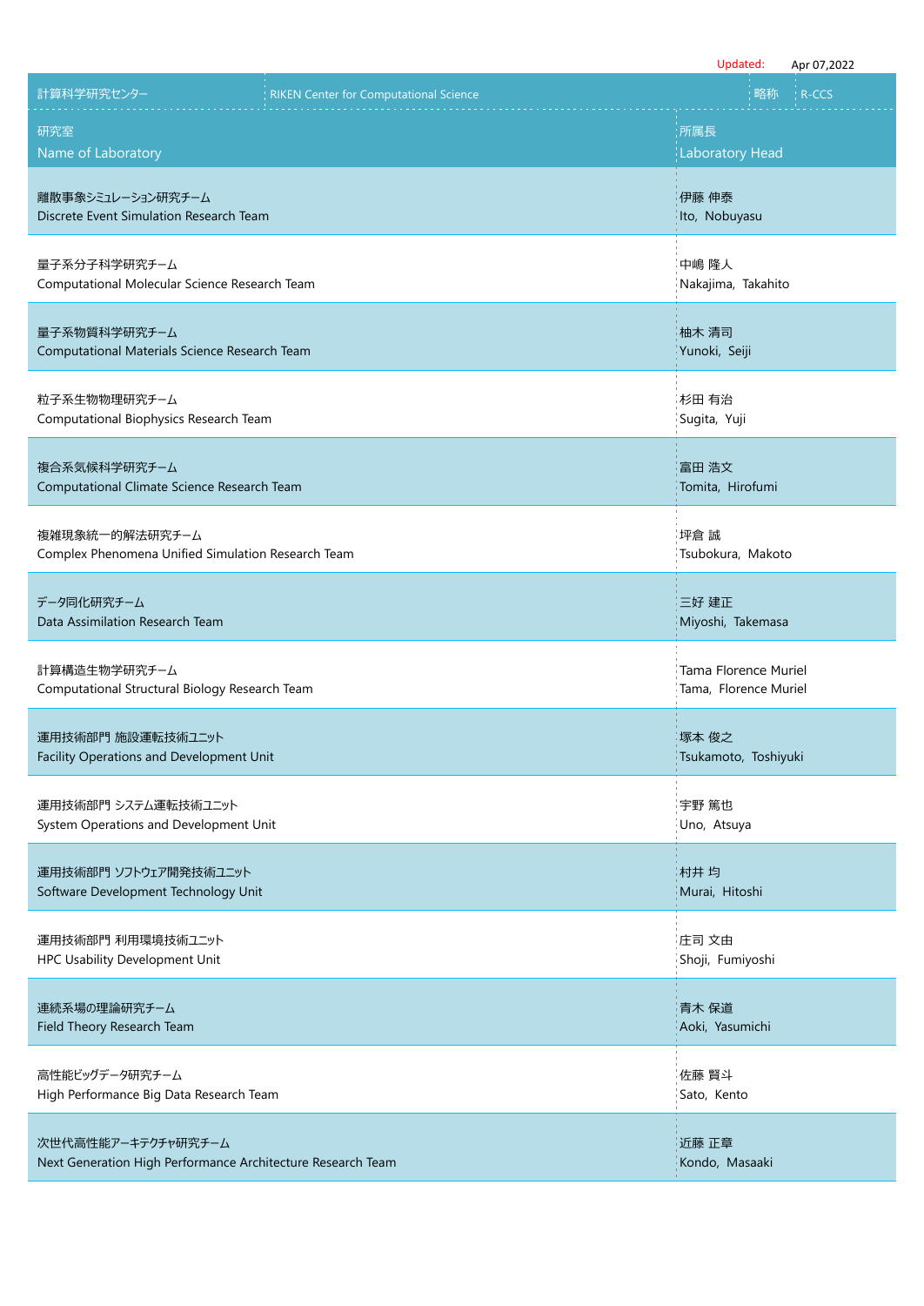Updated: Apr 07,2022

| 計算科学研究センター | RIKEN Center for Computational Science | 略称 | R-CCS |
|---|---|---|---|

| 研究室<br>Name of Laboratory | 所属長<br>Laboratory Head |
|---|---|
| 離散事象シミュレーション研究チーム<br>Discrete Event Simulation Research Team | 伊藤 伸泰<br>Ito, Nobuyasu |
| 量子系分子科学研究チーム<br>Computational Molecular Science Research Team | 中嶋 隆人<br>Nakajima, Takahito |
| 量子系物質科学研究チーム<br>Computational Materials Science Research Team | 柚木 清司<br>Yunoki, Seiji |
| 粒子系生物物理研究チーム<br>Computational Biophysics Research Team | 杉田 有治<br>Sugita, Yuji |
| 複合系気候科学研究チーム<br>Computational Climate Science Research Team | 富田 浩文<br>Tomita, Hirofumi |
| 複雑現象統一的解法研究チーム<br>Complex Phenomena Unified Simulation Research Team | 坪倉 誠<br>Tsubokura, Makoto |
| データ同化研究チーム<br>Data Assimilation Research Team | 三好 建正<br>Miyoshi, Takemasa |
| 計算構造生物学研究チーム<br>Computational Structural Biology Research Team | Tama Florence Muriel<br>Tama, Florence Muriel |
| 運用技術部門 施設運転技術ユニット<br>Facility Operations and Development Unit | 塚本 俊之<br>Tsukamoto, Toshiyuki |
| 運用技術部門 システム運転技術ユニット<br>System Operations and Development Unit | 宇野 篤也<br>Uno, Atsuya |
| 運用技術部門 ソフトウェア開発技術ユニット<br>Software Development Technology Unit | 村井 均<br>Murai, Hitoshi |
| 運用技術部門 利用環境技術ユニット<br>HPC Usability Development Unit | 庄司 文由<br>Shoji, Fumiyoshi |
| 連続系場の理論研究チーム<br>Field Theory Research Team | 青木 保道<br>Aoki, Yasumichi |
| 高性能ビッグデータ研究チーム<br>High Performance Big Data Research Team | 佐藤 賢斗<br>Sato, Kento |
| 次世代高性能アーキテクチャ研究チーム<br>Next Generation High Performance Architecture Research Team | 近藤 正章<br>Kondo, Masaaki |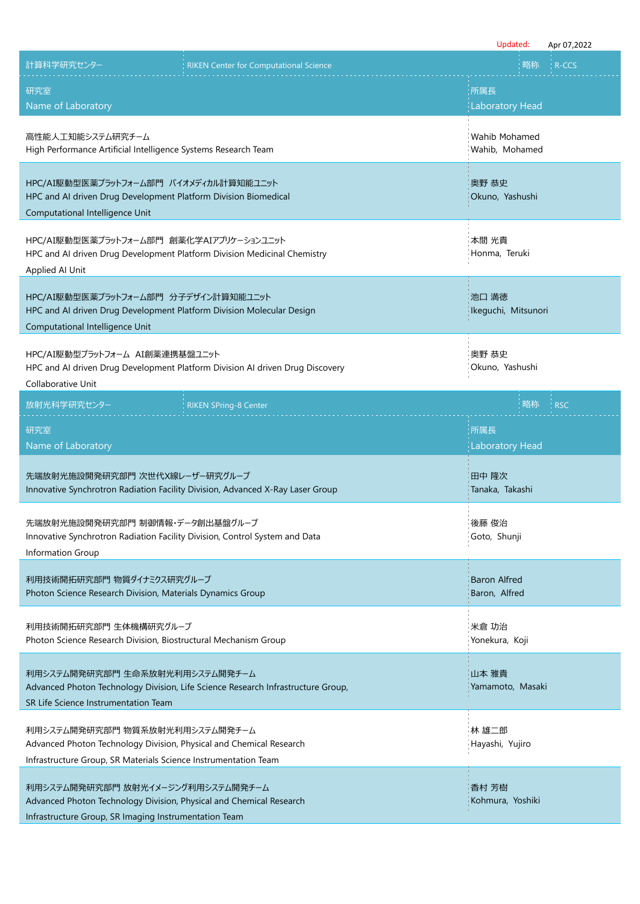Updated: Apr 07,2022

| 計算科学研究センター | RIKEN Center for Computational Science | 略称 | R-CCS |
|---|---|---|---|

| 研究室<br>Name of Laboratory | 所属長<br>Laboratory Head |
|---|---|
| 高性能人工知能システム研究チーム<br>High Performance Artificial Intelligence Systems Research Team | Wahib Mohamed<br>Wahib, Mohamed |
| HPC/AI駆動型医薬プラットフォーム部門 バイオメディカル計算知能ユニット<br>HPC and AI driven Drug Development Platform Division Biomedical Computational Intelligence Unit | 奥野 恭史<br>Okuno, Yashushi |
| HPC/AI駆動型医薬プラットフォーム部門 創薬化学AIアプリケーションユニット<br>HPC and AI driven Drug Development Platform Division Medicinal Chemistry Applied AI Unit | 本間 光貴<br>Honma, Teruki |
| HPC/AI駆動型医薬プラットフォーム部門 分子デザイン計算知能ユニット<br>HPC and AI driven Drug Development Platform Division Molecular Design Computational Intelligence Unit | 池口 満徳<br>Ikeguchi, Mitsunori |
| HPC/AI駆動型プラットフォーム AI創薬連携基盤ユニット<br>HPC and AI driven Drug Development Platform Division AI driven Drug Discovery Collaborative Unit | 奥野 恭史<br>Okuno, Yashushi |

| 放射光科学研究センター | RIKEN SPring-8 Center | 略称 | RSC |
|---|---|---|---|

| 研究室<br>Name of Laboratory | 所属長<br>Laboratory Head |
|---|---|
| 先端放射光施設開発研究部門 次世代X線レーザー研究グループ<br>Innovative Synchrotron Radiation Facility Division, Advanced X-Ray Laser Group | 田中 隆次<br>Tanaka, Takashi |
| 先端放射光施設開発研究部門 制御情報・データ創出基盤グループ<br>Innovative Synchrotron Radiation Facility Division, Control System and Data Information Group | 後藤 俊治<br>Goto, Shunji |
| 利用技術開拓研究部門 物質ダイナミクス研究グループ<br>Photon Science Research Division, Materials Dynamics Group | Baron Alfred<br>Baron, Alfred |
| 利用技術開拓研究部門 生体機構研究グループ<br>Photon Science Research Division, Biostructural Mechanism Group | 米倉 功治<br>Yonekura, Koji |
| 利用システム開発研究部門 生命系放射光利用システム開発チーム<br>Advanced Photon Technology Division, Life Science Research Infrastructure Group, SR Life Science Instrumentation Team | 山本 雅貴<br>Yamamoto, Masaki |
| 利用システム開発研究部門 物質系放射光利用システム開発チーム<br>Advanced Photon Technology Division, Physical and Chemical Research Infrastructure Group, SR Materials Science Instrumentation Team | 林 雄二郎<br>Hayashi, Yujiro |
| 利用システム開発研究部門 放射光イメージング利用システム開発チーム<br>Advanced Photon Technology Division, Physical and Chemical Research Infrastructure Group, SR Imaging Instrumentation Team | 香村 芳樹<br>Kohmura, Yoshiki |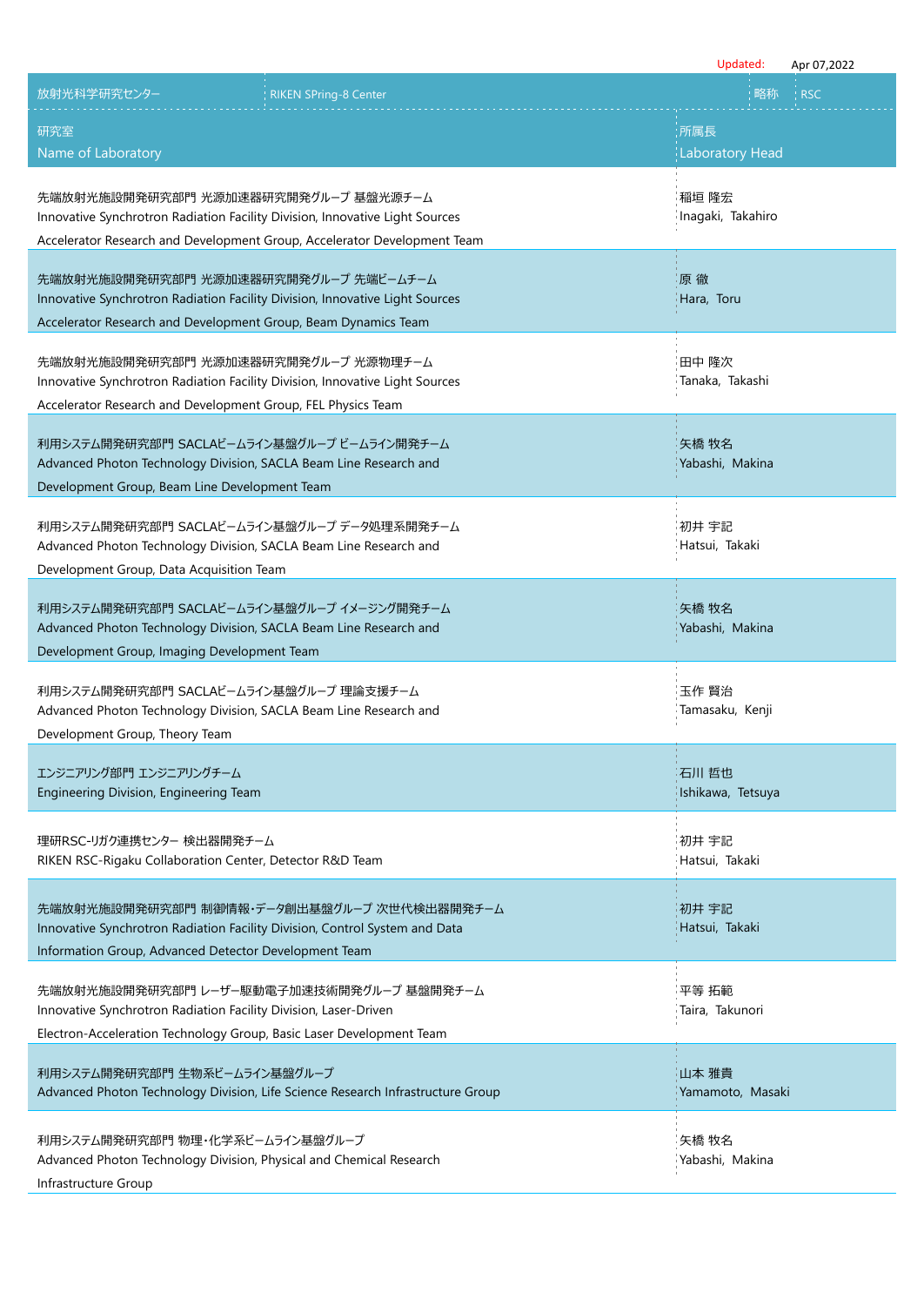Updated: Apr 07,2022

| 放射光科学研究センター | RIKEN SPring-8 Center | 略称 | RSC |
| --- | --- | --- | --- |

| 研究室<br>Name of Laboratory | 所属長<br>Laboratory Head |
| --- | --- |
| 先端放射光施設開発研究部門 光源加速器研究開発グループ 基盤光源チーム<br>Innovative Synchrotron Radiation Facility Division, Innovative Light Sources Accelerator Research and Development Group, Accelerator Development Team | 稲垣 隆宏<br>Inagaki, Takahiro |
| 先端放射光施設開発研究部門 光源加速器研究開発グループ 先端ビームチーム<br>Innovative Synchrotron Radiation Facility Division, Innovative Light Sources Accelerator Research and Development Group, Beam Dynamics Team | 原 徹<br>Hara, Toru |
| 先端放射光施設開発研究部門 光源加速器研究開発グループ 光源物理チーム<br>Innovative Synchrotron Radiation Facility Division, Innovative Light Sources Accelerator Research and Development Group, FEL Physics Team | 田中 隆次<br>Tanaka, Takashi |
| 利用システム開発研究部門 SACLAビームライン基盤グループ ビームライン開発チーム<br>Advanced Photon Technology Division, SACLA Beam Line Research and Development Group, Beam Line Development Team | 矢橋 牧名<br>Yabashi, Makina |
| 利用システム開発研究部門 SACLAビームライン基盤グループ データ処理系開発チーム<br>Advanced Photon Technology Division, SACLA Beam Line Research and Development Group, Data Acquisition Team | 初井 宇記<br>Hatsui, Takaki |
| 利用システム開発研究部門 SACLAビームライン基盤グループ イメージング開発チーム<br>Advanced Photon Technology Division, SACLA Beam Line Research and Development Group, Imaging Development Team | 矢橋 牧名<br>Yabashi, Makina |
| 利用システム開発研究部門 SACLAビームライン基盤グループ 理論支援チーム<br>Advanced Photon Technology Division, SACLA Beam Line Research and Development Group, Theory Team | 玉作 賢治<br>Tamasaku, Kenji |
| エンジニアリング部門 エンジニアリングチーム<br>Engineering Division, Engineering Team | 石川 哲也<br>Ishikawa, Tetsuya |
| 理研RSC-リガク連携センター 検出器開発チーム<br>RIKEN RSC-Rigaku Collaboration Center, Detector R&D Team | 初井 宇記<br>Hatsui, Takaki |
| 先端放射光施設開発研究部門 制御情報・データ創出基盤グループ 次世代検出器開発チーム<br>Innovative Synchrotron Radiation Facility Division, Control System and Data Information Group, Advanced Detector Development Team | 初井 宇記<br>Hatsui, Takaki |
| 先端放射光施設開発研究部門 レーザー駆動電子加速技術開発グループ 基盤開発チーム<br>Innovative Synchrotron Radiation Facility Division, Laser-Driven Electron-Acceleration Technology Group, Basic Laser Development Team | 平等 拓範<br>Taira, Takunori |
| 利用システム開発研究部門 生物系ビームライン基盤グループ<br>Advanced Photon Technology Division, Life Science Research Infrastructure Group | 山本 雅貴<br>Yamamoto, Masaki |
| 利用システム開発研究部門 物理・化学系ビームライン基盤グループ<br>Advanced Photon Technology Division, Physical and Chemical Research Infrastructure Group | 矢橋 牧名<br>Yabashi, Makina |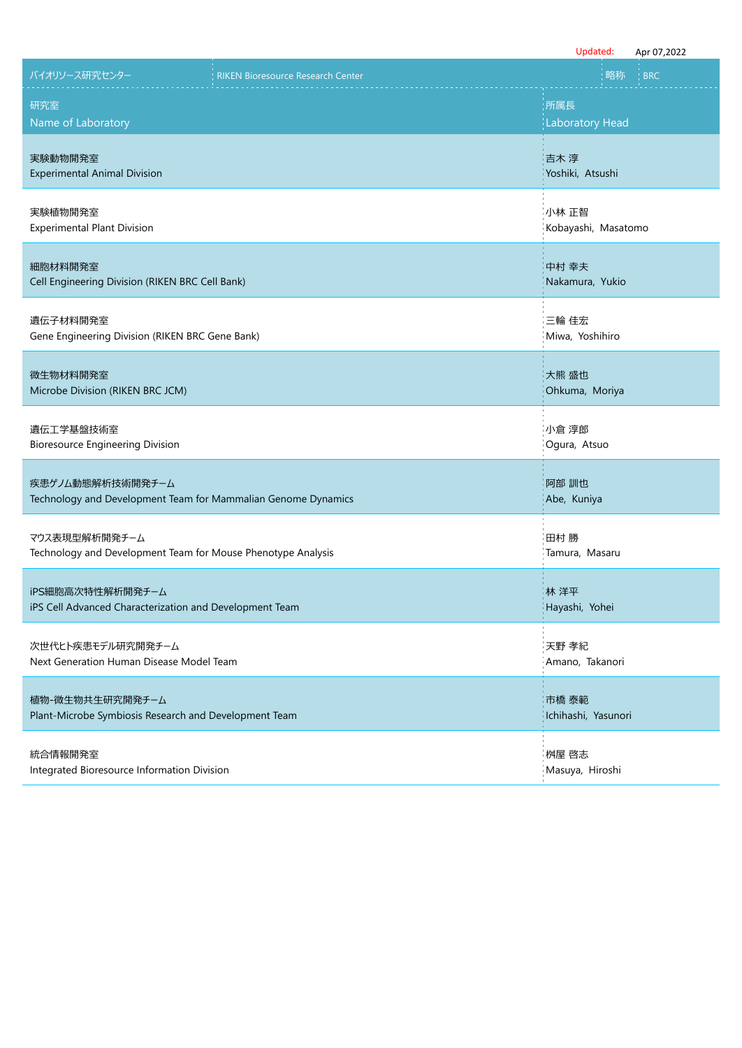Updated: Apr 07,2022

| バイオリソース研究センター | RIKEN Bioresource Research Center | 略称 | BRC |
|---|---|---|---|

| 研究室<br>Name of Laboratory | 所属長<br>Laboratory Head |
|---|---|
| 実験動物開発室<br>Experimental Animal Division | 吉木 淳<br>Yoshiki, Atsushi |
| 実験植物開発室<br>Experimental Plant Division | 小林 正智<br>Kobayashi, Masatomo |
| 細胞材料開発室<br>Cell Engineering Division (RIKEN BRC Cell Bank) | 中村 幸夫<br>Nakamura, Yukio |
| 遺伝子材料開発室<br>Gene Engineering Division (RIKEN BRC Gene Bank) | 三輪 佳宏<br>Miwa, Yoshihiro |
| 微生物材料開発室<br>Microbe Division (RIKEN BRC JCM) | 大熊 盛也<br>Ohkuma, Moriya |
| 遺伝工学基盤技術室<br>Bioresource Engineering Division | 小倉 淳郎<br>Ogura, Atsuo |
| 疾患ゲノム動態解析技術開発チーム<br>Technology and Development Team for Mammalian Genome Dynamics | 阿部 訓也<br>Abe, Kuniya |
| マウス表現型解析開発チーム<br>Technology and Development Team for Mouse Phenotype Analysis | 田村 勝<br>Tamura, Masaru |
| iPS細胞高次特性解析開発チーム<br>iPS Cell Advanced Characterization and Development Team | 林 洋平<br>Hayashi, Yohei |
| 次世代ヒト疾患モデル研究開発チーム<br>Next Generation Human Disease Model Team | 天野 孝紀<br>Amano, Takanori |
| 植物-微生物共生研究開発チーム<br>Plant-Microbe Symbiosis Research and Development Team | 市橋 泰範<br>Ichihashi, Yasunori |
| 統合情報開発室<br>Integrated Bioresource Information Division | 桝屋 啓志<br>Masuya, Hiroshi |